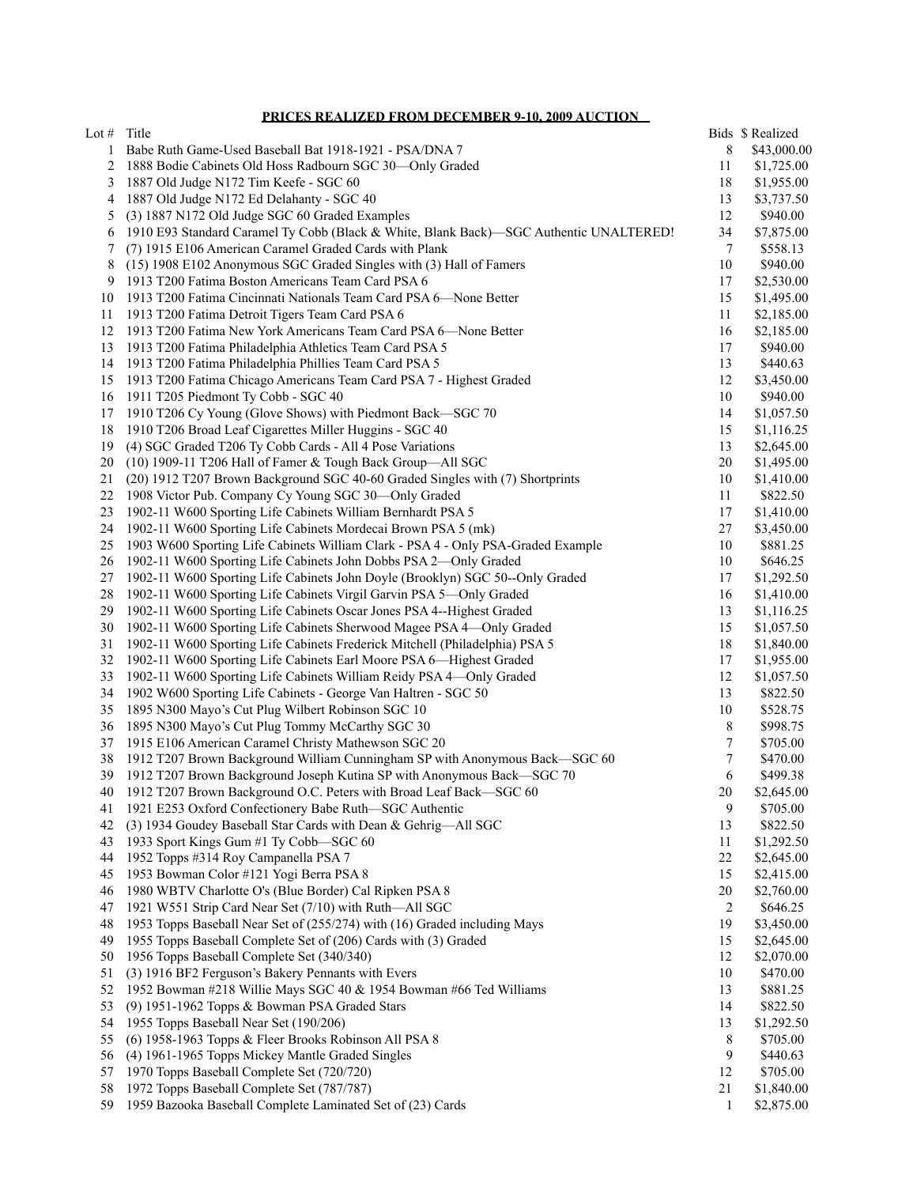**PRICES REALIZED FROM DECEMBER 9-10, 2009 AUCTION**

| Lot # | Title | Bids | $ Realized |
|---|---|---|---|
| 1 | Babe Ruth Game-Used Baseball Bat 1918-1921 - PSA/DNA 7 | 8 | $43,000.00 |
| 2 | 1888 Bodie Cabinets Old Hoss Radbourn SGC 30—Only Graded | 11 | $1,725.00 |
| 3 | 1887 Old Judge N172 Tim Keefe - SGC 60 | 18 | $1,955.00 |
| 4 | 1887 Old Judge N172 Ed Delahanty - SGC 40 | 13 | $3,737.50 |
| 5 | (3) 1887 N172 Old Judge SGC 60 Graded Examples | 12 | $940.00 |
| 6 | 1910 E93 Standard Caramel Ty Cobb (Black & White, Blank Back)—SGC Authentic UNALTERED! | 34 | $7,875.00 |
| 7 | (7) 1915 E106 American Caramel Graded Cards with Plank | 7 | $558.13 |
| 8 | (15) 1908 E102 Anonymous SGC Graded Singles with (3) Hall of Famers | 10 | $940.00 |
| 9 | 1913 T200 Fatima Boston Americans Team Card PSA 6 | 17 | $2,530.00 |
| 10 | 1913 T200 Fatima Cincinnati Nationals Team Card PSA 6—None Better | 15 | $1,495.00 |
| 11 | 1913 T200 Fatima Detroit Tigers Team Card PSA 6 | 11 | $2,185.00 |
| 12 | 1913 T200 Fatima New York Americans Team Card PSA 6—None Better | 16 | $2,185.00 |
| 13 | 1913 T200 Fatima Philadelphia Athletics Team Card PSA 5 | 17 | $940.00 |
| 14 | 1913 T200 Fatima Philadelphia Phillies Team Card PSA 5 | 13 | $440.63 |
| 15 | 1913 T200 Fatima Chicago Americans Team Card PSA 7 - Highest Graded | 12 | $3,450.00 |
| 16 | 1911 T205 Piedmont Ty Cobb - SGC 40 | 10 | $940.00 |
| 17 | 1910 T206 Cy Young (Glove Shows) with Piedmont Back—SGC 70 | 14 | $1,057.50 |
| 18 | 1910 T206 Broad Leaf Cigarettes Miller Huggins - SGC 40 | 15 | $1,116.25 |
| 19 | (4) SGC Graded T206 Ty Cobb Cards - All 4 Pose Variations | 13 | $2,645.00 |
| 20 | (10) 1909-11 T206 Hall of Famer & Tough Back Group—All SGC | 20 | $1,495.00 |
| 21 | (20) 1912 T207 Brown Background SGC 40-60 Graded Singles with (7) Shortprints | 10 | $1,410.00 |
| 22 | 1908 Victor Pub. Company Cy Young SGC 30—Only Graded | 11 | $822.50 |
| 23 | 1902-11 W600 Sporting Life Cabinets William Bernhardt PSA 5 | 17 | $1,410.00 |
| 24 | 1902-11 W600 Sporting Life Cabinets Mordecai Brown PSA 5 (mk) | 27 | $3,450.00 |
| 25 | 1903 W600 Sporting Life Cabinets William Clark - PSA 4 - Only PSA-Graded Example | 10 | $881.25 |
| 26 | 1902-11 W600 Sporting Life Cabinets John Dobbs PSA 2—Only Graded | 10 | $646.25 |
| 27 | 1902-11 W600 Sporting Life Cabinets John Doyle (Brooklyn) SGC 50--Only Graded | 17 | $1,292.50 |
| 28 | 1902-11 W600 Sporting Life Cabinets Virgil Garvin PSA 5—Only Graded | 16 | $1,410.00 |
| 29 | 1902-11 W600 Sporting Life Cabinets Oscar Jones PSA 4--Highest Graded | 13 | $1,116.25 |
| 30 | 1902-11 W600 Sporting Life Cabinets Sherwood Magee PSA 4—Only Graded | 15 | $1,057.50 |
| 31 | 1902-11 W600 Sporting Life Cabinets Frederick Mitchell (Philadelphia) PSA 5 | 18 | $1,840.00 |
| 32 | 1902-11 W600 Sporting Life Cabinets Earl Moore PSA 6—Highest Graded | 17 | $1,955.00 |
| 33 | 1902-11 W600 Sporting Life Cabinets William Reidy PSA 4—Only Graded | 12 | $1,057.50 |
| 34 | 1902 W600 Sporting Life Cabinets - George Van Haltren - SGC 50 | 13 | $822.50 |
| 35 | 1895 N300 Mayo's Cut Plug Wilbert Robinson SGC 10 | 10 | $528.75 |
| 36 | 1895 N300 Mayo's Cut Plug Tommy McCarthy SGC 30 | 8 | $998.75 |
| 37 | 1915 E106 American Caramel Christy Mathewson SGC 20 | 7 | $705.00 |
| 38 | 1912 T207 Brown Background William Cunningham SP with Anonymous Back—SGC 60 | 7 | $470.00 |
| 39 | 1912 T207 Brown Background Joseph Kutina SP with Anonymous Back—SGC 70 | 6 | $499.38 |
| 40 | 1912 T207 Brown Background O.C. Peters with Broad Leaf Back—SGC 60 | 20 | $2,645.00 |
| 41 | 1921 E253 Oxford Confectionery Babe Ruth—SGC Authentic | 9 | $705.00 |
| 42 | (3) 1934 Goudey Baseball Star Cards with Dean & Gehrig—All SGC | 13 | $822.50 |
| 43 | 1933 Sport Kings Gum #1 Ty Cobb—SGC 60 | 11 | $1,292.50 |
| 44 | 1952 Topps #314 Roy Campanella PSA 7 | 22 | $2,645.00 |
| 45 | 1953 Bowman Color #121 Yogi Berra PSA 8 | 15 | $2,415.00 |
| 46 | 1980 WBTV Charlotte O's (Blue Border) Cal Ripken PSA 8 | 20 | $2,760.00 |
| 47 | 1921 W551 Strip Card Near Set (7/10) with Ruth—All SGC | 2 | $646.25 |
| 48 | 1953 Topps Baseball Near Set of (255/274) with (16) Graded including Mays | 19 | $3,450.00 |
| 49 | 1955 Topps Baseball Complete Set of (206) Cards with (3) Graded | 15 | $2,645.00 |
| 50 | 1956 Topps Baseball Complete Set (340/340) | 12 | $2,070.00 |
| 51 | (3) 1916 BF2 Ferguson's Bakery Pennants with Evers | 10 | $470.00 |
| 52 | 1952 Bowman #218 Willie Mays SGC 40 & 1954 Bowman #66 Ted Williams | 13 | $881.25 |
| 53 | (9) 1951-1962 Topps & Bowman PSA Graded Stars | 14 | $822.50 |
| 54 | 1955 Topps Baseball Near Set (190/206) | 13 | $1,292.50 |
| 55 | (6) 1958-1963 Topps & Fleer Brooks Robinson All PSA 8 | 8 | $705.00 |
| 56 | (4) 1961-1965 Topps Mickey Mantle Graded Singles | 9 | $440.63 |
| 57 | 1970 Topps Baseball Complete Set (720/720) | 12 | $705.00 |
| 58 | 1972 Topps Baseball Complete Set (787/787) | 21 | $1,840.00 |
| 59 | 1959 Bazooka Baseball Complete Laminated Set of (23) Cards | 1 | $2,875.00 |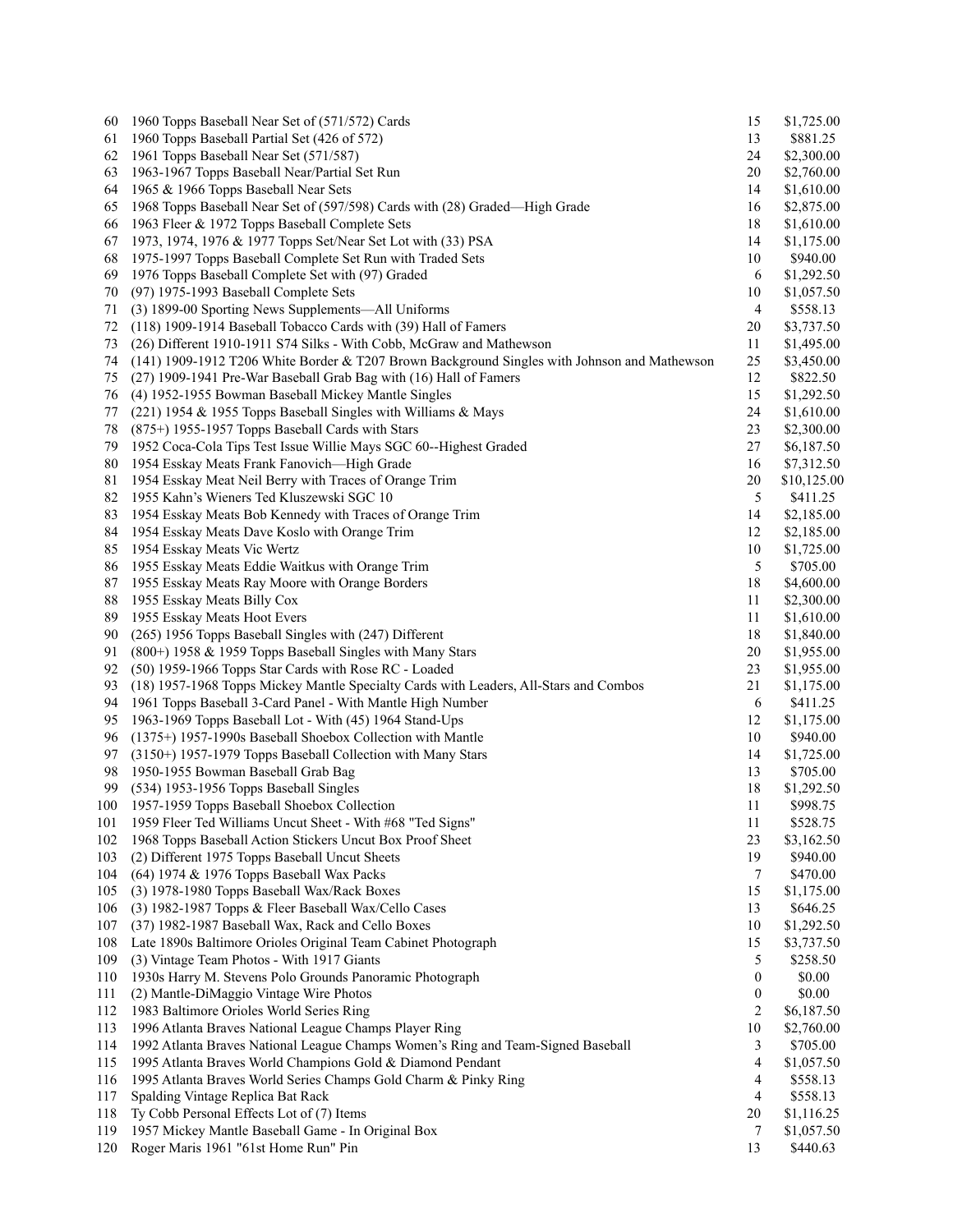| | | | |
|---|---|---|---|
| 60 | 1960 Topps Baseball Near Set of (571/572) Cards | 15 | $1,725.00 |
| 61 | 1960 Topps Baseball Partial Set (426 of 572) | 13 | $881.25 |
| 62 | 1961 Topps Baseball Near Set (571/587) | 24 | $2,300.00 |
| 63 | 1963-1967 Topps Baseball Near/Partial Set Run | 20 | $2,760.00 |
| 64 | 1965 & 1966 Topps Baseball Near Sets | 14 | $1,610.00 |
| 65 | 1968 Topps Baseball Near Set of (597/598) Cards with (28) Graded—High Grade | 16 | $2,875.00 |
| 66 | 1963 Fleer & 1972 Topps Baseball Complete Sets | 18 | $1,610.00 |
| 67 | 1973, 1974, 1976 & 1977 Topps Set/Near Set Lot with (33) PSA | 14 | $1,175.00 |
| 68 | 1975-1997 Topps Baseball Complete Set Run with Traded Sets | 10 | $940.00 |
| 69 | 1976 Topps Baseball Complete Set with (97) Graded | 6 | $1,292.50 |
| 70 | (97) 1975-1993 Baseball Complete Sets | 10 | $1,057.50 |
| 71 | (3) 1899-00 Sporting News Supplements—All Uniforms | 4 | $558.13 |
| 72 | (118) 1909-1914 Baseball Tobacco Cards with (39) Hall of Famers | 20 | $3,737.50 |
| 73 | (26) Different 1910-1911 S74 Silks - With Cobb, McGraw and Mathewson | 11 | $1,495.00 |
| 74 | (141) 1909-1912 T206 White Border & T207 Brown Background Singles with Johnson and Mathewson | 25 | $3,450.00 |
| 75 | (27) 1909-1941 Pre-War Baseball Grab Bag with (16) Hall of Famers | 12 | $822.50 |
| 76 | (4) 1952-1955 Bowman Baseball Mickey Mantle Singles | 15 | $1,292.50 |
| 77 | (221) 1954 & 1955 Topps Baseball Singles with Williams & Mays | 24 | $1,610.00 |
| 78 | (875+) 1955-1957 Topps Baseball Cards with Stars | 23 | $2,300.00 |
| 79 | 1952 Coca-Cola Tips Test Issue Willie Mays SGC 60--Highest Graded | 27 | $6,187.50 |
| 80 | 1954 Esskay Meats Frank Fanovich—High Grade | 16 | $7,312.50 |
| 81 | 1954 Esskay Meat Neil Berry with Traces of Orange Trim | 20 | $10,125.00 |
| 82 | 1955 Kahn's Wieners Ted Kluszewski SGC 10 | 5 | $411.25 |
| 83 | 1954 Esskay Meats Bob Kennedy with Traces of Orange Trim | 14 | $2,185.00 |
| 84 | 1954 Esskay Meats Dave Koslo with Orange Trim | 12 | $2,185.00 |
| 85 | 1954 Esskay Meats Vic Wertz | 10 | $1,725.00 |
| 86 | 1955 Esskay Meats Eddie Waitkus with Orange Trim | 5 | $705.00 |
| 87 | 1955 Esskay Meats Ray Moore with Orange Borders | 18 | $4,600.00 |
| 88 | 1955 Esskay Meats Billy Cox | 11 | $2,300.00 |
| 89 | 1955 Esskay Meats Hoot Evers | 11 | $1,610.00 |
| 90 | (265) 1956 Topps Baseball Singles with (247) Different | 18 | $1,840.00 |
| 91 | (800+) 1958 & 1959 Topps Baseball Singles with Many Stars | 20 | $1,955.00 |
| 92 | (50) 1959-1966 Topps Star Cards with Rose RC - Loaded | 23 | $1,955.00 |
| 93 | (18) 1957-1968 Topps Mickey Mantle Specialty Cards with Leaders, All-Stars and Combos | 21 | $1,175.00 |
| 94 | 1961 Topps Baseball 3-Card Panel - With Mantle High Number | 6 | $411.25 |
| 95 | 1963-1969 Topps Baseball Lot - With (45) 1964 Stand-Ups | 12 | $1,175.00 |
| 96 | (1375+) 1957-1990s Baseball Shoebox Collection with Mantle | 10 | $940.00 |
| 97 | (3150+) 1957-1979 Topps Baseball Collection with Many Stars | 14 | $1,725.00 |
| 98 | 1950-1955 Bowman Baseball Grab Bag | 13 | $705.00 |
| 99 | (534) 1953-1956 Topps Baseball Singles | 18 | $1,292.50 |
| 100 | 1957-1959 Topps Baseball Shoebox Collection | 11 | $998.75 |
| 101 | 1959 Fleer Ted Williams Uncut Sheet - With #68 "Ted Signs" | 11 | $528.75 |
| 102 | 1968 Topps Baseball Action Stickers Uncut Box Proof Sheet | 23 | $3,162.50 |
| 103 | (2) Different 1975 Topps Baseball Uncut Sheets | 19 | $940.00 |
| 104 | (64) 1974 & 1976 Topps Baseball Wax Packs | 7 | $470.00 |
| 105 | (3) 1978-1980 Topps Baseball Wax/Rack Boxes | 15 | $1,175.00 |
| 106 | (3) 1982-1987 Topps & Fleer Baseball Wax/Cello Cases | 13 | $646.25 |
| 107 | (37) 1982-1987 Baseball Wax, Rack and Cello Boxes | 10 | $1,292.50 |
| 108 | Late 1890s Baltimore Orioles Original Team Cabinet Photograph | 15 | $3,737.50 |
| 109 | (3) Vintage Team Photos - With 1917 Giants | 5 | $258.50 |
| 110 | 1930s Harry M. Stevens Polo Grounds Panoramic Photograph | 0 | $0.00 |
| 111 | (2) Mantle-DiMaggio Vintage Wire Photos | 0 | $0.00 |
| 112 | 1983 Baltimore Orioles World Series Ring | 2 | $6,187.50 |
| 113 | 1996 Atlanta Braves National League Champs Player Ring | 10 | $2,760.00 |
| 114 | 1992 Atlanta Braves National League Champs Women's Ring and Team-Signed Baseball | 3 | $705.00 |
| 115 | 1995 Atlanta Braves World Champions Gold & Diamond Pendant | 4 | $1,057.50 |
| 116 | 1995 Atlanta Braves World Series Champs Gold Charm & Pinky Ring | 4 | $558.13 |
| 117 | Spalding Vintage Replica Bat Rack | 4 | $558.13 |
| 118 | Ty Cobb Personal Effects Lot of (7) Items | 20 | $1,116.25 |
| 119 | 1957 Mickey Mantle Baseball Game - In Original Box | 7 | $1,057.50 |
| 120 | Roger Maris 1961 "61st Home Run" Pin | 13 | $440.63 |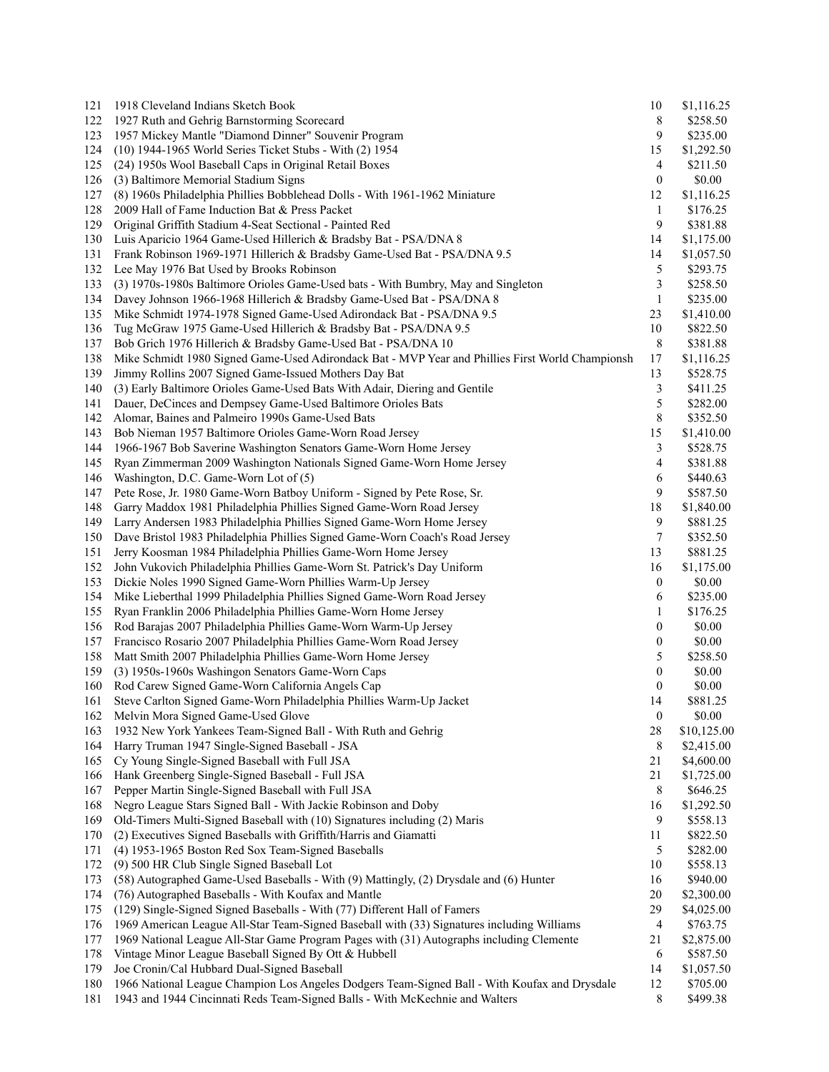| | | | |
|---|---|---|---|
| 121 | 1918 Cleveland Indians Sketch Book | 10 | $1,116.25 |
| 122 | 1927 Ruth and Gehrig Barnstorming Scorecard | 8 | $258.50 |
| 123 | 1957 Mickey Mantle "Diamond Dinner" Souvenir Program | 9 | $235.00 |
| 124 | (10) 1944-1965 World Series Ticket Stubs - With (2) 1954 | 15 | $1,292.50 |
| 125 | (24) 1950s Wool Baseball Caps in Original Retail Boxes | 4 | $211.50 |
| 126 | (3) Baltimore Memorial Stadium Signs | 0 | $0.00 |
| 127 | (8) 1960s Philadelphia Phillies Bobblehead Dolls - With 1961-1962 Miniature | 12 | $1,116.25 |
| 128 | 2009 Hall of Fame Induction Bat & Press Packet | 1 | $176.25 |
| 129 | Original Griffith Stadium 4-Seat Sectional - Painted Red | 9 | $381.88 |
| 130 | Luis Aparicio 1964 Game-Used Hillerich & Bradsby Bat - PSA/DNA 8 | 14 | $1,175.00 |
| 131 | Frank Robinson 1969-1971 Hillerich & Bradsby Game-Used Bat - PSA/DNA 9.5 | 14 | $1,057.50 |
| 132 | Lee May 1976 Bat Used by Brooks Robinson | 5 | $293.75 |
| 133 | (3) 1970s-1980s Baltimore Orioles Game-Used bats - With Bumbry, May and Singleton | 3 | $258.50 |
| 134 | Davey Johnson 1966-1968 Hillerich & Bradsby Game-Used Bat - PSA/DNA 8 | 1 | $235.00 |
| 135 | Mike Schmidt 1974-1978 Signed Game-Used Adirondack Bat - PSA/DNA 9.5 | 23 | $1,410.00 |
| 136 | Tug McGraw 1975 Game-Used Hillerich & Bradsby Bat - PSA/DNA 9.5 | 10 | $822.50 |
| 137 | Bob Grich 1976 Hillerich & Bradsby Game-Used Bat - PSA/DNA 10 | 8 | $381.88 |
| 138 | Mike Schmidt 1980 Signed Game-Used Adirondack Bat - MVP Year and Phillies First World Championsh | 17 | $1,116.25 |
| 139 | Jimmy Rollins 2007 Signed Game-Issued Mothers Day Bat | 13 | $528.75 |
| 140 | (3) Early Baltimore Orioles Game-Used Bats With Adair, Diering and Gentile | 3 | $411.25 |
| 141 | Dauer, DeCinces and Dempsey Game-Used Baltimore Orioles Bats | 5 | $282.00 |
| 142 | Alomar, Baines and Palmeiro 1990s Game-Used Bats | 8 | $352.50 |
| 143 | Bob Nieman 1957 Baltimore Orioles Game-Worn Road Jersey | 15 | $1,410.00 |
| 144 | 1966-1967 Bob Saverine Washington Senators Game-Worn Home Jersey | 3 | $528.75 |
| 145 | Ryan Zimmerman 2009 Washington Nationals Signed Game-Worn Home Jersey | 4 | $381.88 |
| 146 | Washington, D.C. Game-Worn Lot of (5) | 6 | $440.63 |
| 147 | Pete Rose, Jr. 1980 Game-Worn Batboy Uniform - Signed by Pete Rose, Sr. | 9 | $587.50 |
| 148 | Garry Maddox 1981 Philadelphia Phillies Signed Game-Worn Road Jersey | 18 | $1,840.00 |
| 149 | Larry Andersen 1983 Philadelphia Phillies Signed Game-Worn Home Jersey | 9 | $881.25 |
| 150 | Dave Bristol 1983 Philadelphia Phillies Signed Game-Worn Coach's Road Jersey | 7 | $352.50 |
| 151 | Jerry Koosman 1984 Philadelphia Phillies Game-Worn Home Jersey | 13 | $881.25 |
| 152 | John Vukovich Philadelphia Phillies Game-Worn St. Patrick's Day Uniform | 16 | $1,175.00 |
| 153 | Dickie Noles 1990 Signed Game-Worn Phillies Warm-Up Jersey | 0 | $0.00 |
| 154 | Mike Lieberthal 1999 Philadelphia Phillies Signed Game-Worn Road Jersey | 6 | $235.00 |
| 155 | Ryan Franklin 2006 Philadelphia Phillies Game-Worn Home Jersey | 1 | $176.25 |
| 156 | Rod Barajas 2007 Philadelphia Phillies Game-Worn Warm-Up Jersey | 0 | $0.00 |
| 157 | Francisco Rosario 2007 Philadelphia Phillies Game-Worn Road Jersey | 0 | $0.00 |
| 158 | Matt Smith 2007 Philadelphia Phillies Game-Worn Home Jersey | 5 | $258.50 |
| 159 | (3) 1950s-1960s Washingon Senators Game-Worn Caps | 0 | $0.00 |
| 160 | Rod Carew Signed Game-Worn California Angels Cap | 0 | $0.00 |
| 161 | Steve Carlton Signed Game-Worn Philadelphia Phillies Warm-Up Jacket | 14 | $881.25 |
| 162 | Melvin Mora Signed Game-Used Glove | 0 | $0.00 |
| 163 | 1932 New York Yankees Team-Signed Ball - With Ruth and Gehrig | 28 | $10,125.00 |
| 164 | Harry Truman 1947 Single-Signed Baseball - JSA | 8 | $2,415.00 |
| 165 | Cy Young Single-Signed Baseball with Full JSA | 21 | $4,600.00 |
| 166 | Hank Greenberg Single-Signed Baseball - Full JSA | 21 | $1,725.00 |
| 167 | Pepper Martin Single-Signed Baseball with Full JSA | 8 | $646.25 |
| 168 | Negro League Stars Signed Ball - With Jackie Robinson and Doby | 16 | $1,292.50 |
| 169 | Old-Timers Multi-Signed Baseball with (10) Signatures including (2) Maris | 9 | $558.13 |
| 170 | (2) Executives Signed Baseballs with Griffith/Harris and Giamatti | 11 | $822.50 |
| 171 | (4) 1953-1965 Boston Red Sox Team-Signed Baseballs | 5 | $282.00 |
| 172 | (9) 500 HR Club Single Signed Baseball Lot | 10 | $558.13 |
| 173 | (58) Autographed Game-Used Baseballs - With (9) Mattingly, (2) Drysdale and (6) Hunter | 16 | $940.00 |
| 174 | (76) Autographed Baseballs - With Koufax and Mantle | 20 | $2,300.00 |
| 175 | (129) Single-Signed Signed Baseballs - With (77) Different Hall of Famers | 29 | $4,025.00 |
| 176 | 1969 American League All-Star Team-Signed Baseball with (33) Signatures including Williams | 4 | $763.75 |
| 177 | 1969 National League All-Star Game Program Pages with (31) Autographs including Clemente | 21 | $2,875.00 |
| 178 | Vintage Minor League Baseball Signed By Ott & Hubbell | 6 | $587.50 |
| 179 | Joe Cronin/Cal Hubbard Dual-Signed Baseball | 14 | $1,057.50 |
| 180 | 1966 National League Champion Los Angeles Dodgers Team-Signed Ball - With Koufax and Drysdale | 12 | $705.00 |
| 181 | 1943 and 1944 Cincinnati Reds Team-Signed Balls - With McKechnie and Walters | 8 | $499.38 |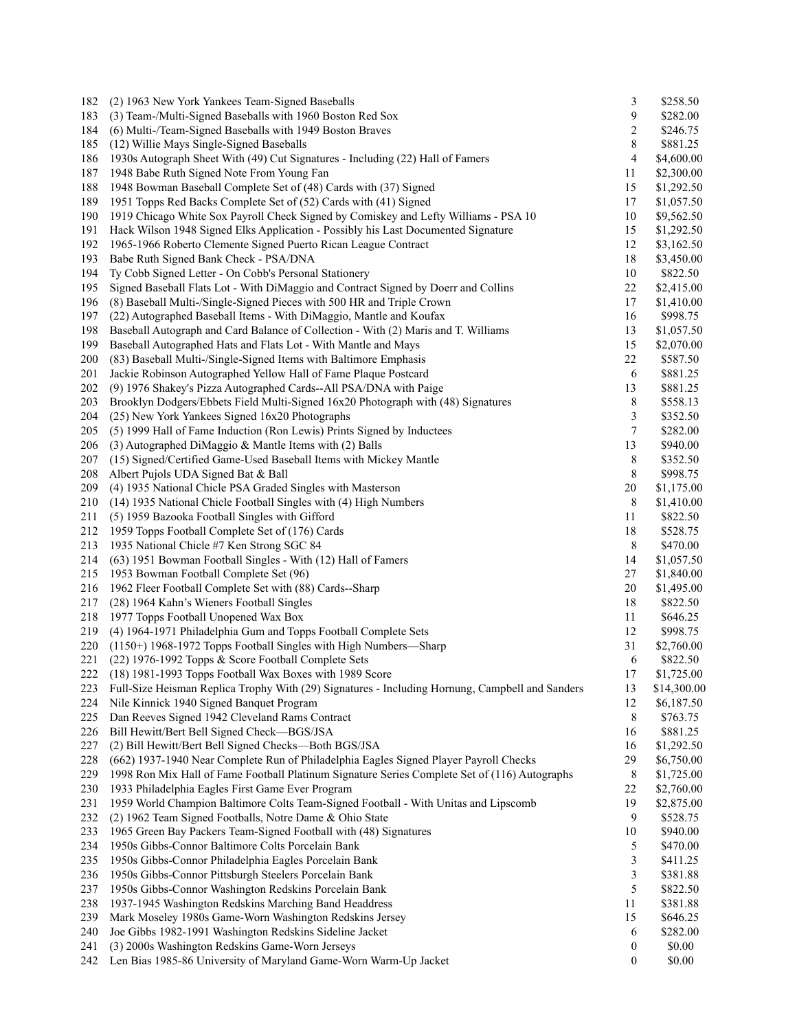| | | | |
|---|---|---|---|
| 182 | (2) 1963 New York Yankees Team-Signed Baseballs | 3 | \$258.50 |
| 183 | (3) Team-/Multi-Signed Baseballs with 1960 Boston Red Sox | 9 | \$282.00 |
| 184 | (6) Multi-/Team-Signed Baseballs with 1949 Boston Braves | 2 | \$246.75 |
| 185 | (12) Willie Mays Single-Signed Baseballs | 8 | \$881.25 |
| 186 | 1930s Autograph Sheet With (49) Cut Signatures - Including (22) Hall of Famers | 4 | \$4,600.00 |
| 187 | 1948 Babe Ruth Signed Note From Young Fan | 11 | \$2,300.00 |
| 188 | 1948 Bowman Baseball Complete Set of (48) Cards with (37) Signed | 15 | \$1,292.50 |
| 189 | 1951 Topps Red Backs Complete Set of (52) Cards with (41) Signed | 17 | \$1,057.50 |
| 190 | 1919 Chicago White Sox Payroll Check Signed by Comiskey and Lefty Williams - PSA 10 | 10 | \$9,562.50 |
| 191 | Hack Wilson 1948 Signed Elks Application - Possibly his Last Documented Signature | 15 | \$1,292.50 |
| 192 | 1965-1966 Roberto Clemente Signed Puerto Rican League Contract | 12 | \$3,162.50 |
| 193 | Babe Ruth Signed Bank Check - PSA/DNA | 18 | \$3,450.00 |
| 194 | Ty Cobb Signed Letter - On Cobb's Personal Stationery | 10 | \$822.50 |
| 195 | Signed Baseball Flats Lot - With DiMaggio and Contract Signed by Doerr and Collins | 22 | \$2,415.00 |
| 196 | (8) Baseball Multi-/Single-Signed Pieces with 500 HR and Triple Crown | 17 | \$1,410.00 |
| 197 | (22) Autographed Baseball Items - With DiMaggio, Mantle and Koufax | 16 | \$998.75 |
| 198 | Baseball Autograph and Card Balance of Collection - With (2) Maris and T. Williams | 13 | \$1,057.50 |
| 199 | Baseball Autographed Hats and Flats Lot - With Mantle and Mays | 15 | \$2,070.00 |
| 200 | (83) Baseball Multi-/Single-Signed Items with Baltimore Emphasis | 22 | \$587.50 |
| 201 | Jackie Robinson Autographed Yellow Hall of Fame Plaque Postcard | 6 | \$881.25 |
| 202 | (9) 1976 Shakey's Pizza Autographed Cards--All PSA/DNA with Paige | 13 | \$881.25 |
| 203 | Brooklyn Dodgers/Ebbets Field Multi-Signed 16x20 Photograph with (48) Signatures | 8 | \$558.13 |
| 204 | (25) New York Yankees Signed 16x20 Photographs | 3 | \$352.50 |
| 205 | (5) 1999 Hall of Fame Induction (Ron Lewis) Prints Signed by Inductees | 7 | \$282.00 |
| 206 | (3) Autographed DiMaggio & Mantle Items with (2) Balls | 13 | \$940.00 |
| 207 | (15) Signed/Certified Game-Used Baseball Items with Mickey Mantle | 8 | \$352.50 |
| 208 | Albert Pujols UDA Signed Bat & Ball | 8 | \$998.75 |
| 209 | (4) 1935 National Chicle PSA Graded Singles with Masterson | 20 | \$1,175.00 |
| 210 | (14) 1935 National Chicle Football Singles with (4) High Numbers | 8 | \$1,410.00 |
| 211 | (5) 1959 Bazooka Football Singles with Gifford | 11 | \$822.50 |
| 212 | 1959 Topps Football Complete Set of (176) Cards | 18 | \$528.75 |
| 213 | 1935 National Chicle #7 Ken Strong SGC 84 | 8 | \$470.00 |
| 214 | (63) 1951 Bowman Football Singles - With (12) Hall of Famers | 14 | \$1,057.50 |
| 215 | 1953 Bowman Football Complete Set (96) | 27 | \$1,840.00 |
| 216 | 1962 Fleer Football Complete Set with (88) Cards--Sharp | 20 | \$1,495.00 |
| 217 | (28) 1964 Kahn's Wieners Football Singles | 18 | \$822.50 |
| 218 | 1977 Topps Football Unopened Wax Box | 11 | \$646.25 |
| 219 | (4) 1964-1971 Philadelphia Gum and Topps Football Complete Sets | 12 | \$998.75 |
| 220 | (1150+) 1968-1972 Topps Football Singles with High Numbers—Sharp | 31 | \$2,760.00 |
| 221 | (22) 1976-1992 Topps & Score Football Complete Sets | 6 | \$822.50 |
| 222 | (18) 1981-1993 Topps Football Wax Boxes with 1989 Score | 17 | \$1,725.00 |
| 223 | Full-Size Heisman Replica Trophy With (29) Signatures - Including Hornung, Campbell and Sanders | 13 | \$14,300.00 |
| 224 | Nile Kinnick 1940 Signed Banquet Program | 12 | \$6,187.50 |
| 225 | Dan Reeves Signed 1942 Cleveland Rams Contract | 8 | \$763.75 |
| 226 | Bill Hewitt/Bert Bell Signed Check—BGS/JSA | 16 | \$881.25 |
| 227 | (2) Bill Hewitt/Bert Bell Signed Checks—Both BGS/JSA | 16 | \$1,292.50 |
| 228 | (662) 1937-1940 Near Complete Run of Philadelphia Eagles Signed Player Payroll Checks | 29 | \$6,750.00 |
| 229 | 1998 Ron Mix Hall of Fame Football Platinum Signature Series Complete Set of (116) Autographs | 8 | \$1,725.00 |
| 230 | 1933 Philadelphia Eagles First Game Ever Program | 22 | \$2,760.00 |
| 231 | 1959 World Champion Baltimore Colts Team-Signed Football - With Unitas and Lipscomb | 19 | \$2,875.00 |
| 232 | (2) 1962 Team Signed Footballs, Notre Dame & Ohio State | 9 | \$528.75 |
| 233 | 1965 Green Bay Packers Team-Signed Football with (48) Signatures | 10 | \$940.00 |
| 234 | 1950s Gibbs-Connor Baltimore Colts Porcelain Bank | 5 | \$470.00 |
| 235 | 1950s Gibbs-Connor Philadelphia Eagles Porcelain Bank | 3 | \$411.25 |
| 236 | 1950s Gibbs-Connor Pittsburgh Steelers Porcelain Bank | 3 | \$381.88 |
| 237 | 1950s Gibbs-Connor Washington Redskins Porcelain Bank | 5 | \$822.50 |
| 238 | 1937-1945 Washington Redskins Marching Band Headdress | 11 | \$381.88 |
| 239 | Mark Moseley 1980s Game-Worn Washington Redskins Jersey | 15 | \$646.25 |
| 240 | Joe Gibbs 1982-1991 Washington Redskins Sideline Jacket | 6 | \$282.00 |
| 241 | (3) 2000s Washington Redskins Game-Worn Jerseys | 0 | \$0.00 |
| 242 | Len Bias 1985-86 University of Maryland Game-Worn Warm-Up Jacket | 0 | \$0.00 |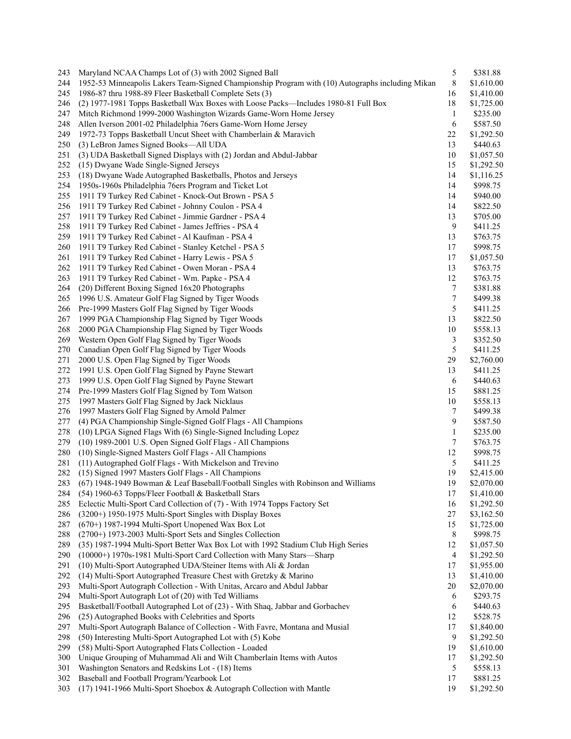| | | | |
|---|---|---|---|
| 243 | Maryland NCAA Champs Lot of (3) with 2002 Signed Ball | 5 | $381.88 |
| 244 | 1952-53 Minneapolis Lakers Team-Signed Championship Program with (10) Autographs including Mikan | 8 | $1,610.00 |
| 245 | 1986-87 thru 1988-89 Fleer Basketball Complete Sets (3) | 16 | $1,410.00 |
| 246 | (2) 1977-1981 Topps Basketball Wax Boxes with Loose Packs—Includes 1980-81 Full Box | 18 | $1,725.00 |
| 247 | Mitch Richmond 1999-2000 Washington Wizards Game-Worn Home Jersey | 1 | $235.00 |
| 248 | Allen Iverson 2001-02 Philadelphia 76ers Game-Worn Home Jersey | 6 | $587.50 |
| 249 | 1972-73 Topps Basketball Uncut Sheet with Chamberlain & Maravich | 22 | $1,292.50 |
| 250 | (3) LeBron James Signed Books—All UDA | 13 | $440.63 |
| 251 | (3) UDA Basketball Signed Displays with (2) Jordan and Abdul-Jabbar | 10 | $1,057.50 |
| 252 | (15) Dwyane Wade Single-Signed Jerseys | 15 | $1,292.50 |
| 253 | (18) Dwyane Wade Autographed Basketballs, Photos and Jerseys | 14 | $1,116.25 |
| 254 | 1950s-1960s Philadelphia 76ers Program and Ticket Lot | 14 | $998.75 |
| 255 | 1911 T9 Turkey Red Cabinet - Knock-Out Brown - PSA 5 | 14 | $940.00 |
| 256 | 1911 T9 Turkey Red Cabinet - Johnny Coulon - PSA 4 | 14 | $822.50 |
| 257 | 1911 T9 Turkey Red Cabinet - Jimmie Gardner - PSA 4 | 13 | $705.00 |
| 258 | 1911 T9 Turkey Red Cabinet - James Jeffries - PSA 4 | 9 | $411.25 |
| 259 | 1911 T9 Turkey Red Cabinet - Al Kaufman - PSA 4 | 13 | $763.75 |
| 260 | 1911 T9 Turkey Red Cabinet - Stanley Ketchel - PSA 5 | 17 | $998.75 |
| 261 | 1911 T9 Turkey Red Cabinet - Harry Lewis - PSA 5 | 17 | $1,057.50 |
| 262 | 1911 T9 Turkey Red Cabinet - Owen Moran - PSA 4 | 13 | $763.75 |
| 263 | 1911 T9 Turkey Red Cabinet - Wm. Papke - PSA 4 | 12 | $763.75 |
| 264 | (20) Different Boxing Signed 16x20 Photographs | 7 | $381.88 |
| 265 | 1996 U.S. Amateur Golf Flag Signed by Tiger Woods | 7 | $499.38 |
| 266 | Pre-1999 Masters Golf Flag Signed by Tiger Woods | 5 | $411.25 |
| 267 | 1999 PGA Championship Flag Signed by Tiger Woods | 13 | $822.50 |
| 268 | 2000 PGA Championship Flag Signed by Tiger Woods | 10 | $558.13 |
| 269 | Western Open Golf Flag Signed by Tiger Woods | 3 | $352.50 |
| 270 | Canadian Open Golf Flag Signed by Tiger Woods | 5 | $411.25 |
| 271 | 2000 U.S. Open Flag Signed by Tiger Woods | 29 | $2,760.00 |
| 272 | 1991 U.S. Open Golf Flag Signed by Payne Stewart | 13 | $411.25 |
| 273 | 1999 U.S. Open Golf Flag Signed by Payne Stewart | 6 | $440.63 |
| 274 | Pre-1999 Masters Golf Flag Signed by Tom Watson | 15 | $881.25 |
| 275 | 1997 Masters Golf Flag Signed by Jack Nicklaus | 10 | $558.13 |
| 276 | 1997 Masters Golf Flag Signed by Arnold Palmer | 7 | $499.38 |
| 277 | (4) PGA Championship Single-Signed Golf Flags - All Champions | 9 | $587.50 |
| 278 | (10) LPGA Signed Flags With (6) Single-Signed Including Lopez | 1 | $235.00 |
| 279 | (10) 1989-2001 U.S. Open Signed Golf Flags - All Champions | 7 | $763.75 |
| 280 | (10) Single-Signed Masters Golf Flags - All Champions | 12 | $998.75 |
| 281 | (11) Autographed Golf Flags - With Mickelson and Trevino | 5 | $411.25 |
| 282 | (15) Signed 1997 Masters Golf Flags - All Champions | 19 | $2,415.00 |
| 283 | (67) 1948-1949 Bowman & Leaf Baseball/Football Singles with Robinson and Williams | 19 | $2,070.00 |
| 284 | (54) 1960-63 Topps/Fleer Football & Basketball Stars | 17 | $1,410.00 |
| 285 | Eclectic Multi-Sport Card Collection of (7) - With 1974 Topps Factory Set | 16 | $1,292.50 |
| 286 | (3200+) 1950-1975 Multi-Sport Singles with Display Boxes | 27 | $3,162.50 |
| 287 | (670+) 1987-1994 Multi-Sport Unopened Wax Box Lot | 15 | $1,725.00 |
| 288 | (2700+) 1973-2003 Multi-Sport Sets and Singles Collection | 8 | $998.75 |
| 289 | (35) 1987-1994 Multi-Sport Better Wax Box Lot with 1992 Stadium Club High Series | 12 | $1,057.50 |
| 290 | (10000+) 1970s-1981 Multi-Sport Card Collection with Many Stars—Sharp | 4 | $1,292.50 |
| 291 | (10) Multi-Sport Autographed UDA/Steiner Items with Ali & Jordan | 17 | $1,955.00 |
| 292 | (14) Multi-Sport Autographed Treasure Chest with Gretzky & Marino | 13 | $1,410.00 |
| 293 | Multi-Sport Autograph Collection - With Unitas, Arcaro and Abdul Jabbar | 20 | $2,070.00 |
| 294 | Multi-Sport Autograph Lot of (20) with Ted Williams | 6 | $293.75 |
| 295 | Basketball/Football Autographed Lot of (23) - With Shaq, Jabbar and Gorbachev | 6 | $440.63 |
| 296 | (25) Autographed Books with Celebrities and Sports | 12 | $528.75 |
| 297 | Multi-Sport Autograph Balance of Collection - With Favre, Montana and Musial | 17 | $1,840.00 |
| 298 | (50) Interesting Multi-Sport Autographed Lot with (5) Kobe | 9 | $1,292.50 |
| 299 | (58) Multi-Sport Autographed Flats Collection - Loaded | 19 | $1,610.00 |
| 300 | Unique Grouping of Muhammad Ali and Wilt Chamberlain Items with Autos | 17 | $1,292.50 |
| 301 | Washington Senators and Redskins Lot - (18) Items | 5 | $558.13 |
| 302 | Baseball and Football Program/Yearbook Lot | 17 | $881.25 |
| 303 | (17) 1941-1966 Multi-Sport Shoebox & Autograph Collection with Mantle | 19 | $1,292.50 |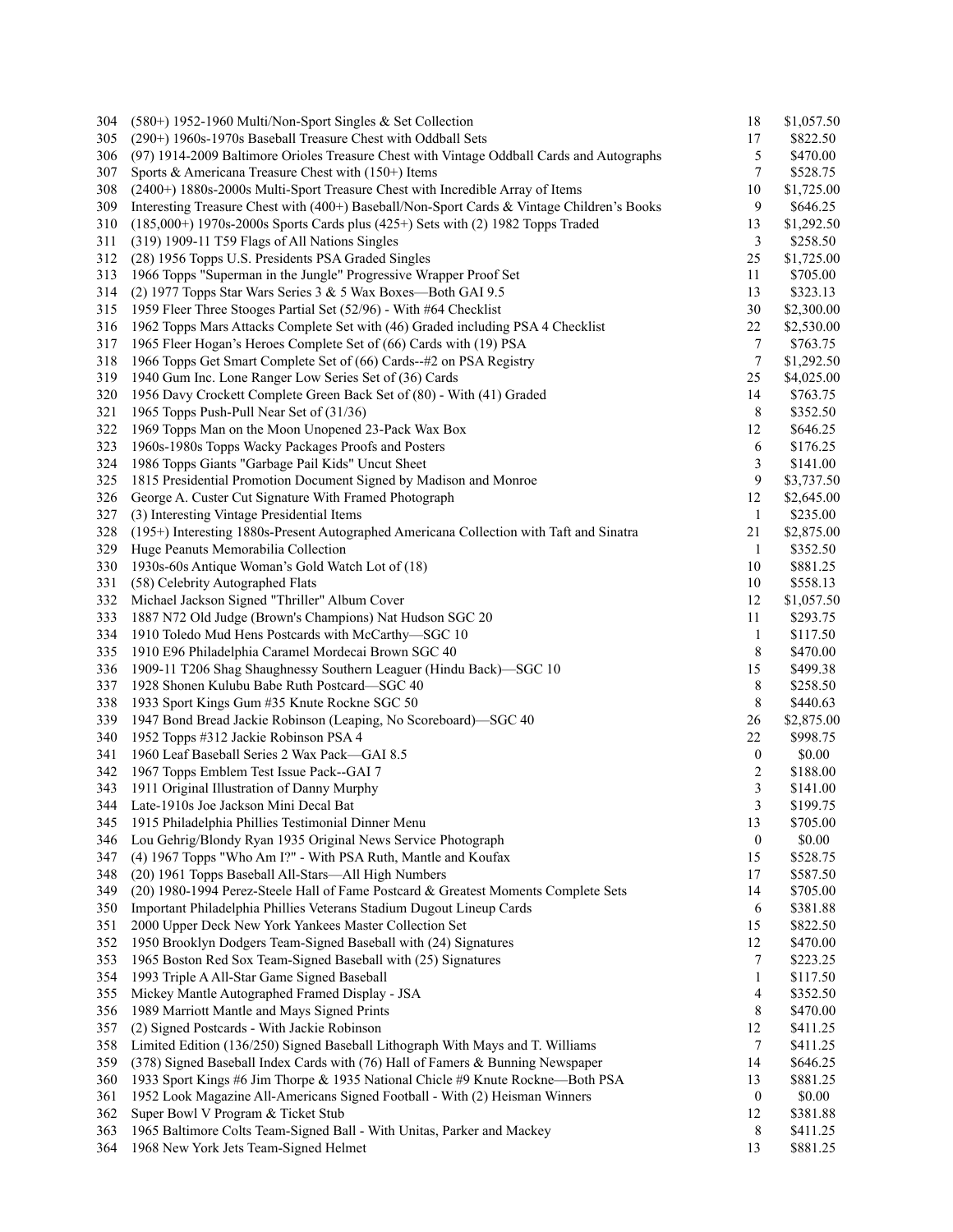| | | | |
|---|---|---|---|
| 304 | (580+) 1952-1960 Multi/Non-Sport Singles & Set Collection | 18 | $1,057.50 |
| 305 | (290+) 1960s-1970s Baseball Treasure Chest with Oddball Sets | 17 | $822.50 |
| 306 | (97) 1914-2009 Baltimore Orioles Treasure Chest with Vintage Oddball Cards and Autographs | 5 | $470.00 |
| 307 | Sports & Americana Treasure Chest with (150+) Items | 7 | $528.75 |
| 308 | (2400+) 1880s-2000s Multi-Sport Treasure Chest with Incredible Array of Items | 10 | $1,725.00 |
| 309 | Interesting Treasure Chest with (400+) Baseball/Non-Sport Cards & Vintage Children's Books | 9 | $646.25 |
| 310 | (185,000+) 1970s-2000s Sports Cards plus (425+) Sets with (2) 1982 Topps Traded | 13 | $1,292.50 |
| 311 | (319) 1909-11 T59 Flags of All Nations Singles | 3 | $258.50 |
| 312 | (28) 1956 Topps U.S. Presidents PSA Graded Singles | 25 | $1,725.00 |
| 313 | 1966 Topps "Superman in the Jungle" Progressive Wrapper Proof Set | 11 | $705.00 |
| 314 | (2) 1977 Topps Star Wars Series 3 & 5 Wax Boxes—Both GAI 9.5 | 13 | $323.13 |
| 315 | 1959 Fleer Three Stooges Partial Set (52/96) - With #64 Checklist | 30 | $2,300.00 |
| 316 | 1962 Topps Mars Attacks Complete Set with (46) Graded including PSA 4 Checklist | 22 | $2,530.00 |
| 317 | 1965 Fleer Hogan's Heroes Complete Set of (66) Cards with (19) PSA | 7 | $763.75 |
| 318 | 1966 Topps Get Smart Complete Set of (66) Cards--#2 on PSA Registry | 7 | $1,292.50 |
| 319 | 1940 Gum Inc. Lone Ranger Low Series Set of (36) Cards | 25 | $4,025.00 |
| 320 | 1956 Davy Crockett Complete Green Back Set of (80) - With (41) Graded | 14 | $763.75 |
| 321 | 1965 Topps Push-Pull Near Set of (31/36) | 8 | $352.50 |
| 322 | 1969 Topps Man on the Moon Unopened 23-Pack Wax Box | 12 | $646.25 |
| 323 | 1960s-1980s Topps Wacky Packages Proofs and Posters | 6 | $176.25 |
| 324 | 1986 Topps Giants "Garbage Pail Kids" Uncut Sheet | 3 | $141.00 |
| 325 | 1815 Presidential Promotion Document Signed by Madison and Monroe | 9 | $3,737.50 |
| 326 | George A. Custer Cut Signature With Framed Photograph | 12 | $2,645.00 |
| 327 | (3) Interesting Vintage Presidential Items | 1 | $235.00 |
| 328 | (195+) Interesting 1880s-Present Autographed Americana Collection with Taft and Sinatra | 21 | $2,875.00 |
| 329 | Huge Peanuts Memorabilia Collection | 1 | $352.50 |
| 330 | 1930s-60s Antique Woman's Gold Watch Lot of (18) | 10 | $881.25 |
| 331 | (58) Celebrity Autographed Flats | 10 | $558.13 |
| 332 | Michael Jackson Signed "Thriller" Album Cover | 12 | $1,057.50 |
| 333 | 1887 N72 Old Judge (Brown's Champions) Nat Hudson SGC 20 | 11 | $293.75 |
| 334 | 1910 Toledo Mud Hens Postcards with McCarthy—SGC 10 | 1 | $117.50 |
| 335 | 1910 E96 Philadelphia Caramel Mordecai Brown SGC 40 | 8 | $470.00 |
| 336 | 1909-11 T206 Shag Shaughnessy Southern Leaguer (Hindu Back)—SGC 10 | 15 | $499.38 |
| 337 | 1928 Shonen Kulubu Babe Ruth Postcard—SGC 40 | 8 | $258.50 |
| 338 | 1933 Sport Kings Gum #35 Knute Rockne SGC 50 | 8 | $440.63 |
| 339 | 1947 Bond Bread Jackie Robinson (Leaping, No Scoreboard)—SGC 40 | 26 | $2,875.00 |
| 340 | 1952 Topps #312 Jackie Robinson PSA 4 | 22 | $998.75 |
| 341 | 1960 Leaf Baseball Series 2 Wax Pack—GAI 8.5 | 0 | $0.00 |
| 342 | 1967 Topps Emblem Test Issue Pack--GAI 7 | 2 | $188.00 |
| 343 | 1911 Original Illustration of Danny Murphy | 3 | $141.00 |
| 344 | Late-1910s Joe Jackson Mini Decal Bat | 3 | $199.75 |
| 345 | 1915 Philadelphia Phillies Testimonial Dinner Menu | 13 | $705.00 |
| 346 | Lou Gehrig/Blondy Ryan 1935 Original News Service Photograph | 0 | $0.00 |
| 347 | (4) 1967 Topps "Who Am I?" - With PSA Ruth, Mantle and Koufax | 15 | $528.75 |
| 348 | (20) 1961 Topps Baseball All-Stars—All High Numbers | 17 | $587.50 |
| 349 | (20) 1980-1994 Perez-Steele Hall of Fame Postcard & Greatest Moments Complete Sets | 14 | $705.00 |
| 350 | Important Philadelphia Phillies Veterans Stadium Dugout Lineup Cards | 6 | $381.88 |
| 351 | 2000 Upper Deck New York Yankees Master Collection Set | 15 | $822.50 |
| 352 | 1950 Brooklyn Dodgers Team-Signed Baseball with (24) Signatures | 12 | $470.00 |
| 353 | 1965 Boston Red Sox Team-Signed Baseball with (25) Signatures | 7 | $223.25 |
| 354 | 1993 Triple A All-Star Game Signed Baseball | 1 | $117.50 |
| 355 | Mickey Mantle Autographed Framed Display - JSA | 4 | $352.50 |
| 356 | 1989 Marriott Mantle and Mays Signed Prints | 8 | $470.00 |
| 357 | (2) Signed Postcards - With Jackie Robinson | 12 | $411.25 |
| 358 | Limited Edition (136/250) Signed Baseball Lithograph With Mays and T. Williams | 7 | $411.25 |
| 359 | (378) Signed Baseball Index Cards with (76) Hall of Famers & Bunning Newspaper | 14 | $646.25 |
| 360 | 1933 Sport Kings #6 Jim Thorpe & 1935 National Chicle #9 Knute Rockne—Both PSA | 13 | $881.25 |
| 361 | 1952 Look Magazine All-Americans Signed Football - With (2) Heisman Winners | 0 | $0.00 |
| 362 | Super Bowl V Program & Ticket Stub | 12 | $381.88 |
| 363 | 1965 Baltimore Colts Team-Signed Ball - With Unitas, Parker and Mackey | 8 | $411.25 |
| 364 | 1968 New York Jets Team-Signed Helmet | 13 | $881.25 |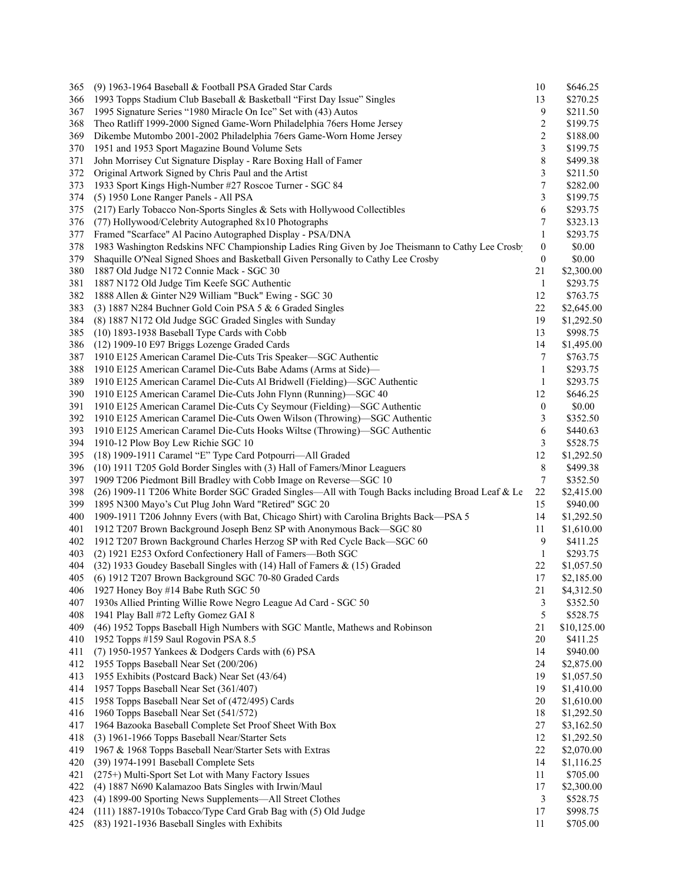| | | | |
|---|---|---|---|
| 365 | (9) 1963-1964 Baseball & Football PSA Graded Star Cards | 10 | $646.25 |
| 366 | 1993 Topps Stadium Club Baseball & Basketball "First Day Issue" Singles | 13 | $270.25 |
| 367 | 1995 Signature Series "1980 Miracle On Ice" Set with (43) Autos | 9 | $211.50 |
| 368 | Theo Ratliff 1999-2000 Signed Game-Worn Philadelphia 76ers Home Jersey | 2 | $199.75 |
| 369 | Dikembe Mutombo 2001-2002 Philadelphia 76ers Game-Worn Home Jersey | 2 | $188.00 |
| 370 | 1951 and 1953 Sport Magazine Bound Volume Sets | 3 | $199.75 |
| 371 | John Morrisey Cut Signature Display - Rare Boxing Hall of Famer | 8 | $499.38 |
| 372 | Original Artwork Signed by Chris Paul and the Artist | 3 | $211.50 |
| 373 | 1933 Sport Kings High-Number #27 Roscoe Turner - SGC 84 | 7 | $282.00 |
| 374 | (5) 1950 Lone Ranger Panels - All PSA | 3 | $199.75 |
| 375 | (217) Early Tobacco Non-Sports Singles & Sets with Hollywood Collectibles | 6 | $293.75 |
| 376 | (77) Hollywood/Celebrity Autographed 8x10 Photographs | 7 | $323.13 |
| 377 | Framed "Scarface" Al Pacino Autographed Display - PSA/DNA | 1 | $293.75 |
| 378 | 1983 Washington Redskins NFC Championship Ladies Ring Given by Joe Theismann to Cathy Lee Crosby | 0 | $0.00 |
| 379 | Shaquille O'Neal Signed Shoes and Basketball Given Personally to Cathy Lee Crosby | 0 | $0.00 |
| 380 | 1887 Old Judge N172 Connie Mack - SGC 30 | 21 | $2,300.00 |
| 381 | 1887 N172 Old Judge Tim Keefe SGC Authentic | 1 | $293.75 |
| 382 | 1888 Allen & Ginter N29 William "Buck" Ewing - SGC 30 | 12 | $763.75 |
| 383 | (3) 1887 N284 Buchner Gold Coin PSA 5 & 6 Graded Singles | 22 | $2,645.00 |
| 384 | (8) 1887 N172 Old Judge SGC Graded Singles with Sunday | 19 | $1,292.50 |
| 385 | (10) 1893-1938 Baseball Type Cards with Cobb | 13 | $998.75 |
| 386 | (12) 1909-10 E97 Briggs Lozenge Graded Cards | 14 | $1,495.00 |
| 387 | 1910 E125 American Caramel Die-Cuts Tris Speaker—SGC Authentic | 7 | $763.75 |
| 388 | 1910 E125 American Caramel Die-Cuts Babe Adams (Arms at Side)— | 1 | $293.75 |
| 389 | 1910 E125 American Caramel Die-Cuts Al Bridwell (Fielding)—SGC Authentic | 1 | $293.75 |
| 390 | 1910 E125 American Caramel Die-Cuts John Flynn (Running)—SGC 40 | 12 | $646.25 |
| 391 | 1910 E125 American Caramel Die-Cuts Cy Seymour (Fielding)—SGC Authentic | 0 | $0.00 |
| 392 | 1910 E125 American Caramel Die-Cuts Owen Wilson (Throwing)—SGC Authentic | 3 | $352.50 |
| 393 | 1910 E125 American Caramel Die-Cuts Hooks Wiltse (Throwing)—SGC Authentic | 6 | $440.63 |
| 394 | 1910-12 Plow Boy Lew Richie SGC 10 | 3 | $528.75 |
| 395 | (18) 1909-1911 Caramel "E" Type Card Potpourri—All Graded | 12 | $1,292.50 |
| 396 | (10) 1911 T205 Gold Border Singles with (3) Hall of Famers/Minor Leaguers | 8 | $499.38 |
| 397 | 1909 T206 Piedmont Bill Bradley with Cobb Image on Reverse—SGC 10 | 7 | $352.50 |
| 398 | (26) 1909-11 T206 White Border SGC Graded Singles—All with Tough Backs including Broad Leaf & Le | 22 | $2,415.00 |
| 399 | 1895 N300 Mayo's Cut Plug John Ward "Retired" SGC 20 | 15 | $940.00 |
| 400 | 1909-1911 T206 Johnny Evers (with Bat, Chicago Shirt) with Carolina Brights Back—PSA 5 | 14 | $1,292.50 |
| 401 | 1912 T207 Brown Background Joseph Benz SP with Anonymous Back—SGC 80 | 11 | $1,610.00 |
| 402 | 1912 T207 Brown Background Charles Herzog SP with Red Cycle Back—SGC 60 | 9 | $411.25 |
| 403 | (2) 1921 E253 Oxford Confectionery Hall of Famers—Both SGC | 1 | $293.75 |
| 404 | (32) 1933 Goudey Baseball Singles with (14) Hall of Famers & (15) Graded | 22 | $1,057.50 |
| 405 | (6) 1912 T207 Brown Background SGC 70-80 Graded Cards | 17 | $2,185.00 |
| 406 | 1927 Honey Boy #14 Babe Ruth SGC 50 | 21 | $4,312.50 |
| 407 | 1930s Allied Printing Willie Rowe Negro League Ad Card - SGC 50 | 3 | $352.50 |
| 408 | 1941 Play Ball #72 Lefty Gomez GAI 8 | 5 | $528.75 |
| 409 | (46) 1952 Topps Baseball High Numbers with SGC Mantle, Mathews and Robinson | 21 | $10,125.00 |
| 410 | 1952 Topps #159 Saul Rogovin PSA 8.5 | 20 | $411.25 |
| 411 | (7) 1950-1957 Yankees & Dodgers Cards with (6) PSA | 14 | $940.00 |
| 412 | 1955 Topps Baseball Near Set (200/206) | 24 | $2,875.00 |
| 413 | 1955 Exhibits (Postcard Back) Near Set (43/64) | 19 | $1,057.50 |
| 414 | 1957 Topps Baseball Near Set (361/407) | 19 | $1,410.00 |
| 415 | 1958 Topps Baseball Near Set of (472/495) Cards | 20 | $1,610.00 |
| 416 | 1960 Topps Baseball Near Set (541/572) | 18 | $1,292.50 |
| 417 | 1964 Bazooka Baseball Complete Set Proof Sheet With Box | 27 | $3,162.50 |
| 418 | (3) 1961-1966 Topps Baseball Near/Starter Sets | 12 | $1,292.50 |
| 419 | 1967 & 1968 Topps Baseball Near/Starter Sets with Extras | 22 | $2,070.00 |
| 420 | (39) 1974-1991 Baseball Complete Sets | 14 | $1,116.25 |
| 421 | (275+) Multi-Sport Set Lot with Many Factory Issues | 11 | $705.00 |
| 422 | (4) 1887 N690 Kalamazoo Bats Singles with Irwin/Maul | 17 | $2,300.00 |
| 423 | (4) 1899-00 Sporting News Supplements—All Street Clothes | 3 | $528.75 |
| 424 | (111) 1887-1910s Tobacco/Type Card Grab Bag with (5) Old Judge | 17 | $998.75 |
| 425 | (83) 1921-1936 Baseball Singles with Exhibits | 11 | $705.00 |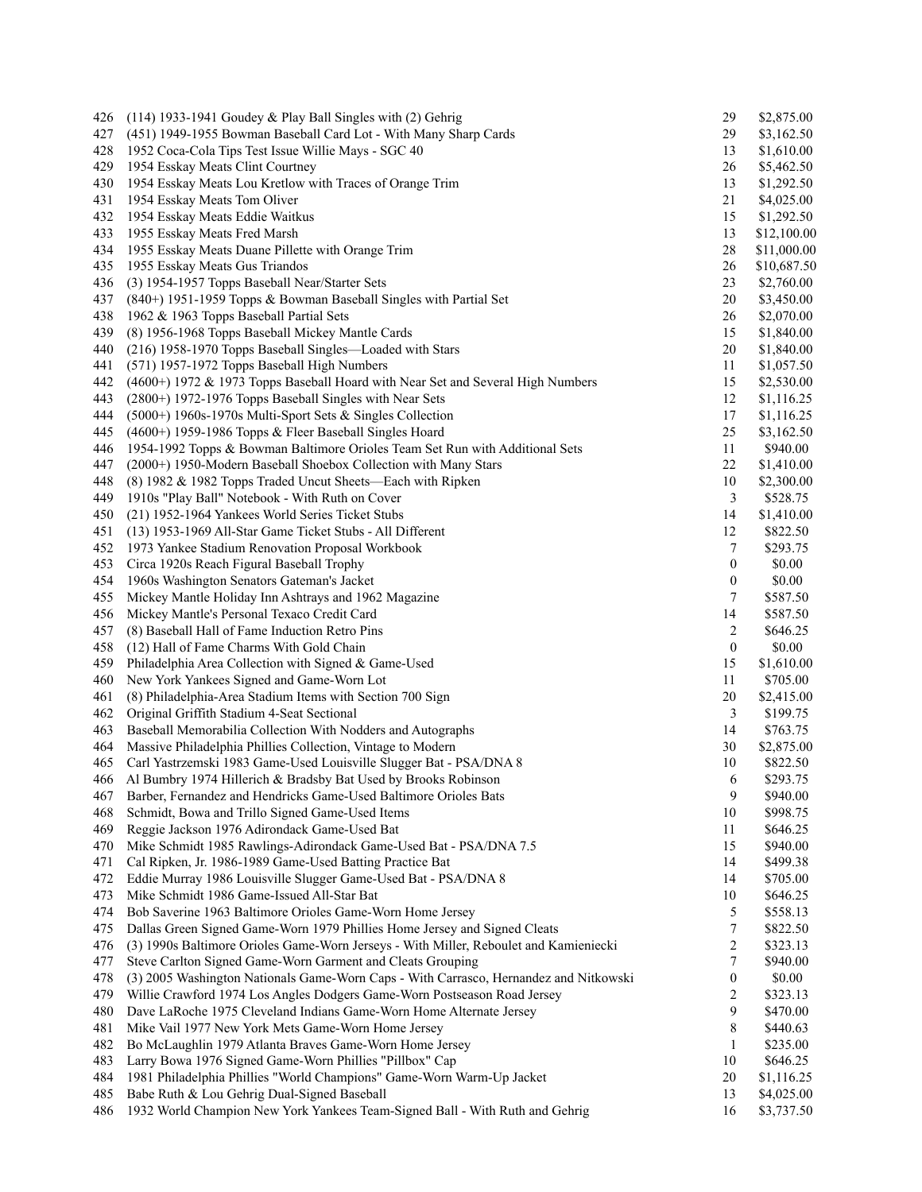| | | | |
|---|---|---|---|
| 426 | (114) 1933-1941 Goudey & Play Ball Singles with (2) Gehrig | 29 | $2,875.00 |
| 427 | (451) 1949-1955 Bowman Baseball Card Lot - With Many Sharp Cards | 29 | $3,162.50 |
| 428 | 1952 Coca-Cola Tips Test Issue Willie Mays - SGC 40 | 13 | $1,610.00 |
| 429 | 1954 Esskay Meats Clint Courtney | 26 | $5,462.50 |
| 430 | 1954 Esskay Meats Lou Kretlow with Traces of Orange Trim | 13 | $1,292.50 |
| 431 | 1954 Esskay Meats Tom Oliver | 21 | $4,025.00 |
| 432 | 1954 Esskay Meats Eddie Waitkus | 15 | $1,292.50 |
| 433 | 1955 Esskay Meats Fred Marsh | 13 | $12,100.00 |
| 434 | 1955 Esskay Meats Duane Pillette with Orange Trim | 28 | $11,000.00 |
| 435 | 1955 Esskay Meats Gus Triandos | 26 | $10,687.50 |
| 436 | (3) 1954-1957 Topps Baseball Near/Starter Sets | 23 | $2,760.00 |
| 437 | (840+) 1951-1959 Topps & Bowman Baseball Singles with Partial Set | 20 | $3,450.00 |
| 438 | 1962 & 1963 Topps Baseball Partial Sets | 26 | $2,070.00 |
| 439 | (8) 1956-1968 Topps Baseball Mickey Mantle Cards | 15 | $1,840.00 |
| 440 | (216) 1958-1970 Topps Baseball Singles—Loaded with Stars | 20 | $1,840.00 |
| 441 | (571) 1957-1972 Topps Baseball High Numbers | 11 | $1,057.50 |
| 442 | (4600+) 1972 & 1973 Topps Baseball Hoard with Near Set and Several High Numbers | 15 | $2,530.00 |
| 443 | (2800+) 1972-1976 Topps Baseball Singles with Near Sets | 12 | $1,116.25 |
| 444 | (5000+) 1960s-1970s Multi-Sport Sets & Singles Collection | 17 | $1,116.25 |
| 445 | (4600+) 1959-1986 Topps & Fleer Baseball Singles Hoard | 25 | $3,162.50 |
| 446 | 1954-1992 Topps & Bowman Baltimore Orioles Team Set Run with Additional Sets | 11 | $940.00 |
| 447 | (2000+) 1950-Modern Baseball Shoebox Collection with Many Stars | 22 | $1,410.00 |
| 448 | (8) 1982 & 1982 Topps Traded Uncut Sheets—Each with Ripken | 10 | $2,300.00 |
| 449 | 1910s "Play Ball" Notebook - With Ruth on Cover | 3 | $528.75 |
| 450 | (21) 1952-1964 Yankees World Series Ticket Stubs | 14 | $1,410.00 |
| 451 | (13) 1953-1969 All-Star Game Ticket Stubs - All Different | 12 | $822.50 |
| 452 | 1973 Yankee Stadium Renovation Proposal Workbook | 7 | $293.75 |
| 453 | Circa 1920s Reach Figural Baseball Trophy | 0 | $0.00 |
| 454 | 1960s Washington Senators Gateman's Jacket | 0 | $0.00 |
| 455 | Mickey Mantle Holiday Inn Ashtrays and 1962 Magazine | 7 | $587.50 |
| 456 | Mickey Mantle's Personal Texaco Credit Card | 14 | $587.50 |
| 457 | (8) Baseball Hall of Fame Induction Retro Pins | 2 | $646.25 |
| 458 | (12) Hall of Fame Charms With Gold Chain | 0 | $0.00 |
| 459 | Philadelphia Area Collection with Signed & Game-Used | 15 | $1,610.00 |
| 460 | New York Yankees Signed and Game-Worn Lot | 11 | $705.00 |
| 461 | (8) Philadelphia-Area Stadium Items with Section 700 Sign | 20 | $2,415.00 |
| 462 | Original Griffith Stadium 4-Seat Sectional | 3 | $199.75 |
| 463 | Baseball Memorabilia Collection With Nodders and Autographs | 14 | $763.75 |
| 464 | Massive Philadelphia Phillies Collection, Vintage to Modern | 30 | $2,875.00 |
| 465 | Carl Yastrzemski 1983 Game-Used Louisville Slugger Bat - PSA/DNA 8 | 10 | $822.50 |
| 466 | Al Bumbry 1974 Hillerich & Bradsby Bat Used by Brooks Robinson | 6 | $293.75 |
| 467 | Barber, Fernandez and Hendricks Game-Used Baltimore Orioles Bats | 9 | $940.00 |
| 468 | Schmidt, Bowa and Trillo Signed Game-Used Items | 10 | $998.75 |
| 469 | Reggie Jackson 1976 Adirondack Game-Used Bat | 11 | $646.25 |
| 470 | Mike Schmidt 1985 Rawlings-Adirondack Game-Used Bat - PSA/DNA 7.5 | 15 | $940.00 |
| 471 | Cal Ripken, Jr. 1986-1989 Game-Used Batting Practice Bat | 14 | $499.38 |
| 472 | Eddie Murray 1986 Louisville Slugger Game-Used Bat - PSA/DNA 8 | 14 | $705.00 |
| 473 | Mike Schmidt 1986 Game-Issued All-Star Bat | 10 | $646.25 |
| 474 | Bob Saverine 1963 Baltimore Orioles Game-Worn Home Jersey | 5 | $558.13 |
| 475 | Dallas Green Signed Game-Worn 1979 Phillies Home Jersey and Signed Cleats | 7 | $822.50 |
| 476 | (3) 1990s Baltimore Orioles Game-Worn Jerseys - With Miller, Reboulet and Kamieniecki | 2 | $323.13 |
| 477 | Steve Carlton Signed Game-Worn Garment and Cleats Grouping | 7 | $940.00 |
| 478 | (3) 2005 Washington Nationals Game-Worn Caps - With Carrasco, Hernandez and Nitkowski | 0 | $0.00 |
| 479 | Willie Crawford 1974 Los Angles Dodgers Game-Worn Postseason Road Jersey | 2 | $323.13 |
| 480 | Dave LaRoche 1975 Cleveland Indians Game-Worn Home Alternate Jersey | 9 | $470.00 |
| 481 | Mike Vail 1977 New York Mets Game-Worn Home Jersey | 8 | $440.63 |
| 482 | Bo McLaughlin 1979 Atlanta Braves Game-Worn Home Jersey | 1 | $235.00 |
| 483 | Larry Bowa 1976 Signed Game-Worn Phillies "Pillbox" Cap | 10 | $646.25 |
| 484 | 1981 Philadelphia Phillies "World Champions" Game-Worn Warm-Up Jacket | 20 | $1,116.25 |
| 485 | Babe Ruth & Lou Gehrig Dual-Signed Baseball | 13 | $4,025.00 |
| 486 | 1932 World Champion New York Yankees Team-Signed Ball - With Ruth and Gehrig | 16 | $3,737.50 |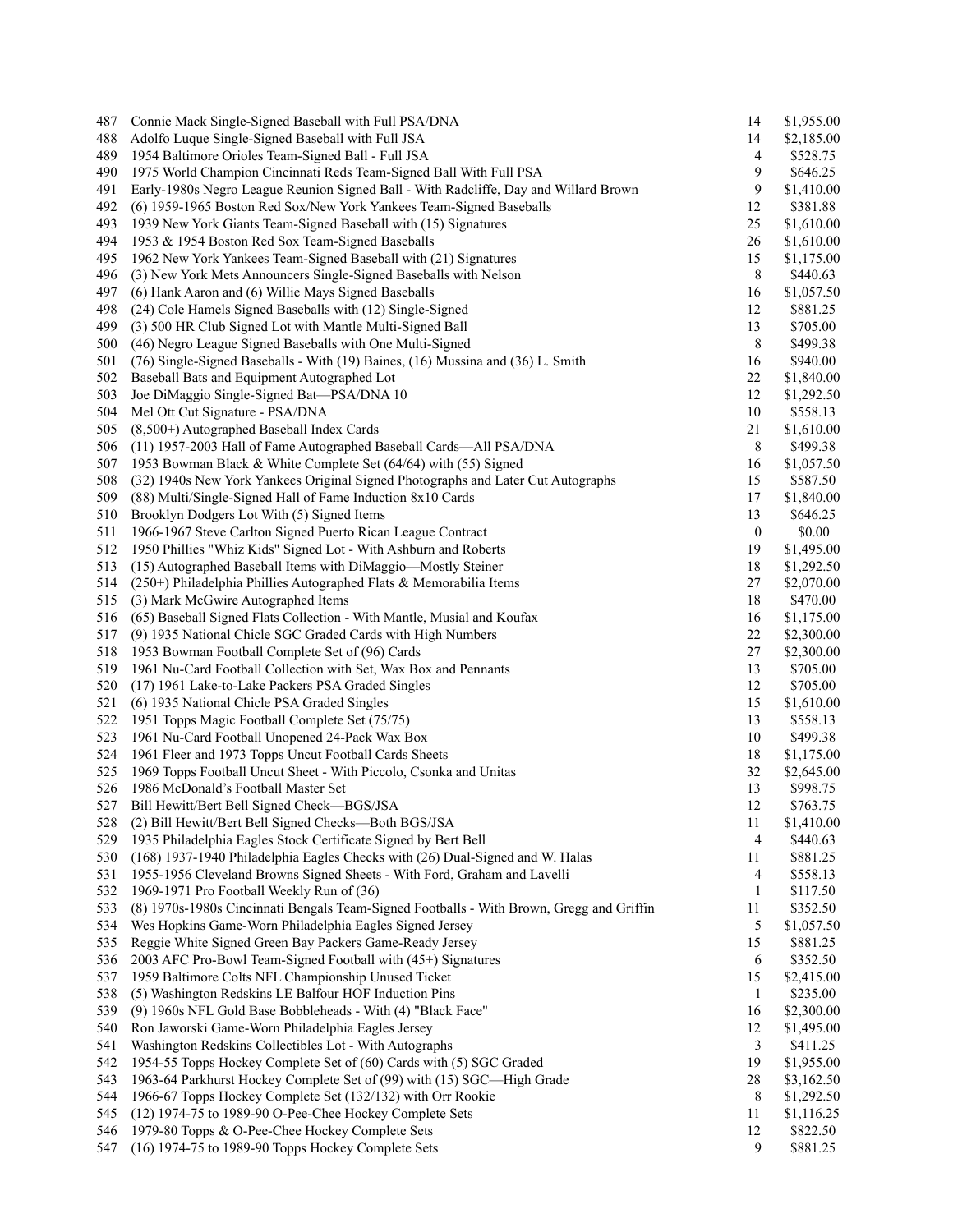| | | | |
|---|---|---|---|
| 487 | Connie Mack Single-Signed Baseball with Full PSA/DNA | 14 | $1,955.00 |
| 488 | Adolfo Luque Single-Signed Baseball with Full JSA | 14 | $2,185.00 |
| 489 | 1954 Baltimore Orioles Team-Signed Ball - Full JSA | 4 | $528.75 |
| 490 | 1975 World Champion Cincinnati Reds Team-Signed Ball With Full PSA | 9 | $646.25 |
| 491 | Early-1980s Negro League Reunion Signed Ball - With Radcliffe, Day and Willard Brown | 9 | $1,410.00 |
| 492 | (6) 1959-1965 Boston Red Sox/New York Yankees Team-Signed Baseballs | 12 | $381.88 |
| 493 | 1939 New York Giants Team-Signed Baseball with (15) Signatures | 25 | $1,610.00 |
| 494 | 1953 & 1954 Boston Red Sox Team-Signed Baseballs | 26 | $1,610.00 |
| 495 | 1962 New York Yankees Team-Signed Baseball with (21) Signatures | 15 | $1,175.00 |
| 496 | (3) New York Mets Announcers Single-Signed Baseballs with Nelson | 8 | $440.63 |
| 497 | (6) Hank Aaron and (6) Willie Mays Signed Baseballs | 16 | $1,057.50 |
| 498 | (24) Cole Hamels Signed Baseballs with (12) Single-Signed | 12 | $881.25 |
| 499 | (3) 500 HR Club Signed Lot with Mantle Multi-Signed Ball | 13 | $705.00 |
| 500 | (46) Negro League Signed Baseballs with One Multi-Signed | 8 | $499.38 |
| 501 | (76) Single-Signed Baseballs - With (19) Baines, (16) Mussina and (36) L. Smith | 16 | $940.00 |
| 502 | Baseball Bats and Equipment Autographed Lot | 22 | $1,840.00 |
| 503 | Joe DiMaggio Single-Signed Bat—PSA/DNA 10 | 12 | $1,292.50 |
| 504 | Mel Ott Cut Signature - PSA/DNA | 10 | $558.13 |
| 505 | (8,500+) Autographed Baseball Index Cards | 21 | $1,610.00 |
| 506 | (11) 1957-2003 Hall of Fame Autographed Baseball Cards—All PSA/DNA | 8 | $499.38 |
| 507 | 1953 Bowman Black & White Complete Set (64/64) with (55) Signed | 16 | $1,057.50 |
| 508 | (32) 1940s New York Yankees Original Signed Photographs and Later Cut Autographs | 15 | $587.50 |
| 509 | (88) Multi/Single-Signed Hall of Fame Induction 8x10 Cards | 17 | $1,840.00 |
| 510 | Brooklyn Dodgers Lot With (5) Signed Items | 13 | $646.25 |
| 511 | 1966-1967 Steve Carlton Signed Puerto Rican League Contract | 0 | $0.00 |
| 512 | 1950 Phillies "Whiz Kids" Signed Lot - With Ashburn and Roberts | 19 | $1,495.00 |
| 513 | (15) Autographed Baseball Items with DiMaggio—Mostly Steiner | 18 | $1,292.50 |
| 514 | (250+) Philadelphia Phillies Autographed Flats & Memorabilia Items | 27 | $2,070.00 |
| 515 | (3) Mark McGwire Autographed Items | 18 | $470.00 |
| 516 | (65) Baseball Signed Flats Collection - With Mantle, Musial and Koufax | 16 | $1,175.00 |
| 517 | (9) 1935 National Chicle SGC Graded Cards with High Numbers | 22 | $2,300.00 |
| 518 | 1953 Bowman Football Complete Set of (96) Cards | 27 | $2,300.00 |
| 519 | 1961 Nu-Card Football Collection with Set, Wax Box and Pennants | 13 | $705.00 |
| 520 | (17) 1961 Lake-to-Lake Packers PSA Graded Singles | 12 | $705.00 |
| 521 | (6) 1935 National Chicle PSA Graded Singles | 15 | $1,610.00 |
| 522 | 1951 Topps Magic Football Complete Set (75/75) | 13 | $558.13 |
| 523 | 1961 Nu-Card Football Unopened 24-Pack Wax Box | 10 | $499.38 |
| 524 | 1961 Fleer and 1973 Topps Uncut Football Cards Sheets | 18 | $1,175.00 |
| 525 | 1969 Topps Football Uncut Sheet - With Piccolo, Csonka and Unitas | 32 | $2,645.00 |
| 526 | 1986 McDonald's Football Master Set | 13 | $998.75 |
| 527 | Bill Hewitt/Bert Bell Signed Check—BGS/JSA | 12 | $763.75 |
| 528 | (2) Bill Hewitt/Bert Bell Signed Checks—Both BGS/JSA | 11 | $1,410.00 |
| 529 | 1935 Philadelphia Eagles Stock Certificate Signed by Bert Bell | 4 | $440.63 |
| 530 | (168) 1937-1940 Philadelphia Eagles Checks with (26) Dual-Signed and W. Halas | 11 | $881.25 |
| 531 | 1955-1956 Cleveland Browns Signed Sheets - With Ford, Graham and Lavelli | 4 | $558.13 |
| 532 | 1969-1971 Pro Football Weekly Run of (36) | 1 | $117.50 |
| 533 | (8) 1970s-1980s Cincinnati Bengals Team-Signed Footballs - With Brown, Gregg and Griffin | 11 | $352.50 |
| 534 | Wes Hopkins Game-Worn Philadelphia Eagles Signed Jersey | 5 | $1,057.50 |
| 535 | Reggie White Signed Green Bay Packers Game-Ready Jersey | 15 | $881.25 |
| 536 | 2003 AFC Pro-Bowl Team-Signed Football with (45+) Signatures | 6 | $352.50 |
| 537 | 1959 Baltimore Colts NFL Championship Unused Ticket | 15 | $2,415.00 |
| 538 | (5) Washington Redskins LE Balfour HOF Induction Pins | 1 | $235.00 |
| 539 | (9) 1960s NFL Gold Base Bobbleheads - With (4) "Black Face" | 16 | $2,300.00 |
| 540 | Ron Jaworski Game-Worn Philadelphia Eagles Jersey | 12 | $1,495.00 |
| 541 | Washington Redskins Collectibles Lot - With Autographs | 3 | $411.25 |
| 542 | 1954-55 Topps Hockey Complete Set of (60) Cards with (5) SGC Graded | 19 | $1,955.00 |
| 543 | 1963-64 Parkhurst Hockey Complete Set of (99) with (15) SGC—High Grade | 28 | $3,162.50 |
| 544 | 1966-67 Topps Hockey Complete Set (132/132) with Orr Rookie | 8 | $1,292.50 |
| 545 | (12) 1974-75 to 1989-90 O-Pee-Chee Hockey Complete Sets | 11 | $1,116.25 |
| 546 | 1979-80 Topps & O-Pee-Chee Hockey Complete Sets | 12 | $822.50 |
| 547 | (16) 1974-75 to 1989-90 Topps Hockey Complete Sets | 9 | $881.25 |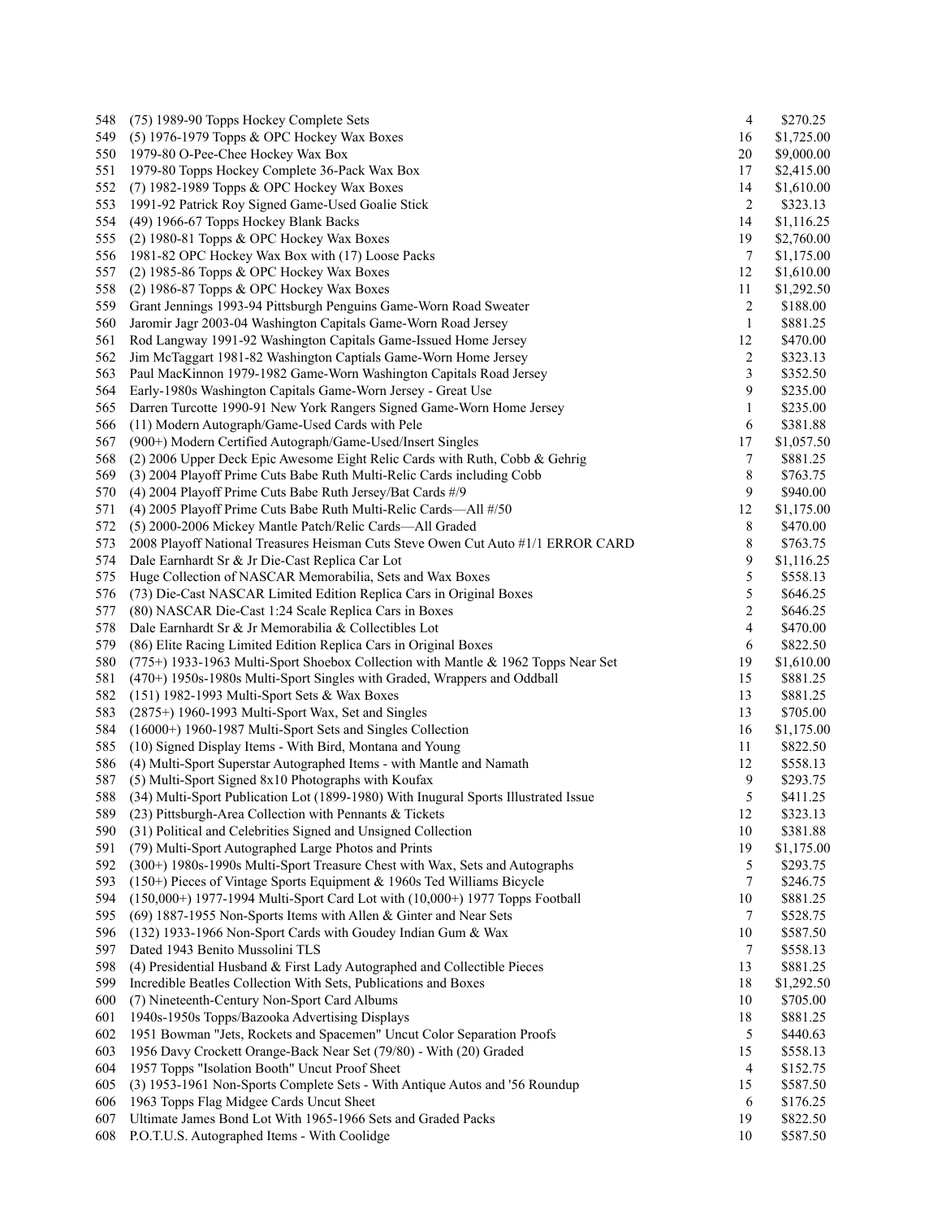| | | | |
|---|---|---|---|
| 548 | (75) 1989-90 Topps Hockey Complete Sets | 4 | $270.25 |
| 549 | (5) 1976-1979 Topps & OPC Hockey Wax Boxes | 16 | $1,725.00 |
| 550 | 1979-80 O-Pee-Chee Hockey Wax Box | 20 | $9,000.00 |
| 551 | 1979-80 Topps Hockey Complete 36-Pack Wax Box | 17 | $2,415.00 |
| 552 | (7) 1982-1989 Topps & OPC Hockey Wax Boxes | 14 | $1,610.00 |
| 553 | 1991-92 Patrick Roy Signed Game-Used Goalie Stick | 2 | $323.13 |
| 554 | (49) 1966-67 Topps Hockey Blank Backs | 14 | $1,116.25 |
| 555 | (2) 1980-81 Topps & OPC Hockey Wax Boxes | 19 | $2,760.00 |
| 556 | 1981-82 OPC Hockey Wax Box with (17) Loose Packs | 7 | $1,175.00 |
| 557 | (2) 1985-86 Topps & OPC Hockey Wax Boxes | 12 | $1,610.00 |
| 558 | (2) 1986-87 Topps & OPC Hockey Wax Boxes | 11 | $1,292.50 |
| 559 | Grant Jennings 1993-94 Pittsburgh Penguins Game-Worn Road Sweater | 2 | $188.00 |
| 560 | Jaromir Jagr 2003-04 Washington Capitals Game-Worn Road Jersey | 1 | $881.25 |
| 561 | Rod Langway 1991-92 Washington Capitals Game-Issued Home Jersey | 12 | $470.00 |
| 562 | Jim McTaggart 1981-82 Washington Captials Game-Worn Home Jersey | 2 | $323.13 |
| 563 | Paul MacKinnon 1979-1982 Game-Worn Washington Capitals Road Jersey | 3 | $352.50 |
| 564 | Early-1980s Washington Capitals Game-Worn Jersey - Great Use | 9 | $235.00 |
| 565 | Darren Turcotte 1990-91 New York Rangers Signed Game-Worn Home Jersey | 1 | $235.00 |
| 566 | (11) Modern Autograph/Game-Used Cards with Pele | 6 | $381.88 |
| 567 | (900+) Modern Certified Autograph/Game-Used/Insert Singles | 17 | $1,057.50 |
| 568 | (2) 2006 Upper Deck Epic Awesome Eight Relic Cards with Ruth, Cobb & Gehrig | 7 | $881.25 |
| 569 | (3) 2004 Playoff Prime Cuts Babe Ruth Multi-Relic Cards including Cobb | 8 | $763.75 |
| 570 | (4) 2004 Playoff Prime Cuts Babe Ruth Jersey/Bat Cards #/9 | 9 | $940.00 |
| 571 | (4) 2005 Playoff Prime Cuts Babe Ruth Multi-Relic Cards—All #/50 | 12 | $1,175.00 |
| 572 | (5) 2000-2006 Mickey Mantle Patch/Relic Cards—All Graded | 8 | $470.00 |
| 573 | 2008 Playoff National Treasures Heisman Cuts Steve Owen Cut Auto #1/1 ERROR CARD | 8 | $763.75 |
| 574 | Dale Earnhardt Sr & Jr Die-Cast Replica Car Lot | 9 | $1,116.25 |
| 575 | Huge Collection of NASCAR Memorabilia, Sets and Wax Boxes | 5 | $558.13 |
| 576 | (73) Die-Cast NASCAR Limited Edition Replica Cars in Original Boxes | 5 | $646.25 |
| 577 | (80) NASCAR Die-Cast 1:24 Scale Replica Cars in Boxes | 2 | $646.25 |
| 578 | Dale Earnhardt Sr & Jr Memorabilia & Collectibles Lot | 4 | $470.00 |
| 579 | (86) Elite Racing Limited Edition Replica Cars in Original Boxes | 6 | $822.50 |
| 580 | (775+) 1933-1963 Multi-Sport Shoebox Collection with Mantle & 1962 Topps Near Set | 19 | $1,610.00 |
| 581 | (470+) 1950s-1980s Multi-Sport Singles with Graded, Wrappers and Oddball | 15 | $881.25 |
| 582 | (151) 1982-1993 Multi-Sport Sets & Wax Boxes | 13 | $881.25 |
| 583 | (2875+) 1960-1993 Multi-Sport Wax, Set and Singles | 13 | $705.00 |
| 584 | (16000+) 1960-1987 Multi-Sport Sets and Singles Collection | 16 | $1,175.00 |
| 585 | (10) Signed Display Items - With Bird, Montana and Young | 11 | $822.50 |
| 586 | (4) Multi-Sport Superstar Autographed Items - with Mantle and Namath | 12 | $558.13 |
| 587 | (5) Multi-Sport Signed 8x10 Photographs with Koufax | 9 | $293.75 |
| 588 | (34) Multi-Sport Publication Lot (1899-1980) With Inugural Sports Illustrated Issue | 5 | $411.25 |
| 589 | (23) Pittsburgh-Area Collection with Pennants & Tickets | 12 | $323.13 |
| 590 | (31) Political and Celebrities Signed and Unsigned Collection | 10 | $381.88 |
| 591 | (79) Multi-Sport Autographed Large Photos and Prints | 19 | $1,175.00 |
| 592 | (300+) 1980s-1990s Multi-Sport Treasure Chest with Wax, Sets and Autographs | 5 | $293.75 |
| 593 | (150+) Pieces of Vintage Sports Equipment & 1960s Ted Williams Bicycle | 7 | $246.75 |
| 594 | (150,000+) 1977-1994 Multi-Sport Card Lot with (10,000+) 1977 Topps Football | 10 | $881.25 |
| 595 | (69) 1887-1955 Non-Sports Items with Allen & Ginter and Near Sets | 7 | $528.75 |
| 596 | (132) 1933-1966 Non-Sport Cards with Goudey Indian Gum & Wax | 10 | $587.50 |
| 597 | Dated 1943 Benito Mussolini TLS | 7 | $558.13 |
| 598 | (4) Presidential Husband & First Lady Autographed and Collectible Pieces | 13 | $881.25 |
| 599 | Incredible Beatles Collection With Sets, Publications and Boxes | 18 | $1,292.50 |
| 600 | (7) Nineteenth-Century Non-Sport Card Albums | 10 | $705.00 |
| 601 | 1940s-1950s Topps/Bazooka Advertising Displays | 18 | $881.25 |
| 602 | 1951 Bowman "Jets, Rockets and Spacemen" Uncut Color Separation Proofs | 5 | $440.63 |
| 603 | 1956 Davy Crockett Orange-Back Near Set (79/80) - With (20) Graded | 15 | $558.13 |
| 604 | 1957 Topps "Isolation Booth" Uncut Proof Sheet | 4 | $152.75 |
| 605 | (3) 1953-1961 Non-Sports Complete Sets - With Antique Autos and '56 Roundup | 15 | $587.50 |
| 606 | 1963 Topps Flag Midgee Cards Uncut Sheet | 6 | $176.25 |
| 607 | Ultimate James Bond Lot With 1965-1966 Sets and Graded Packs | 19 | $822.50 |
| 608 | P.O.T.U.S. Autographed Items - With Coolidge | 10 | $587.50 |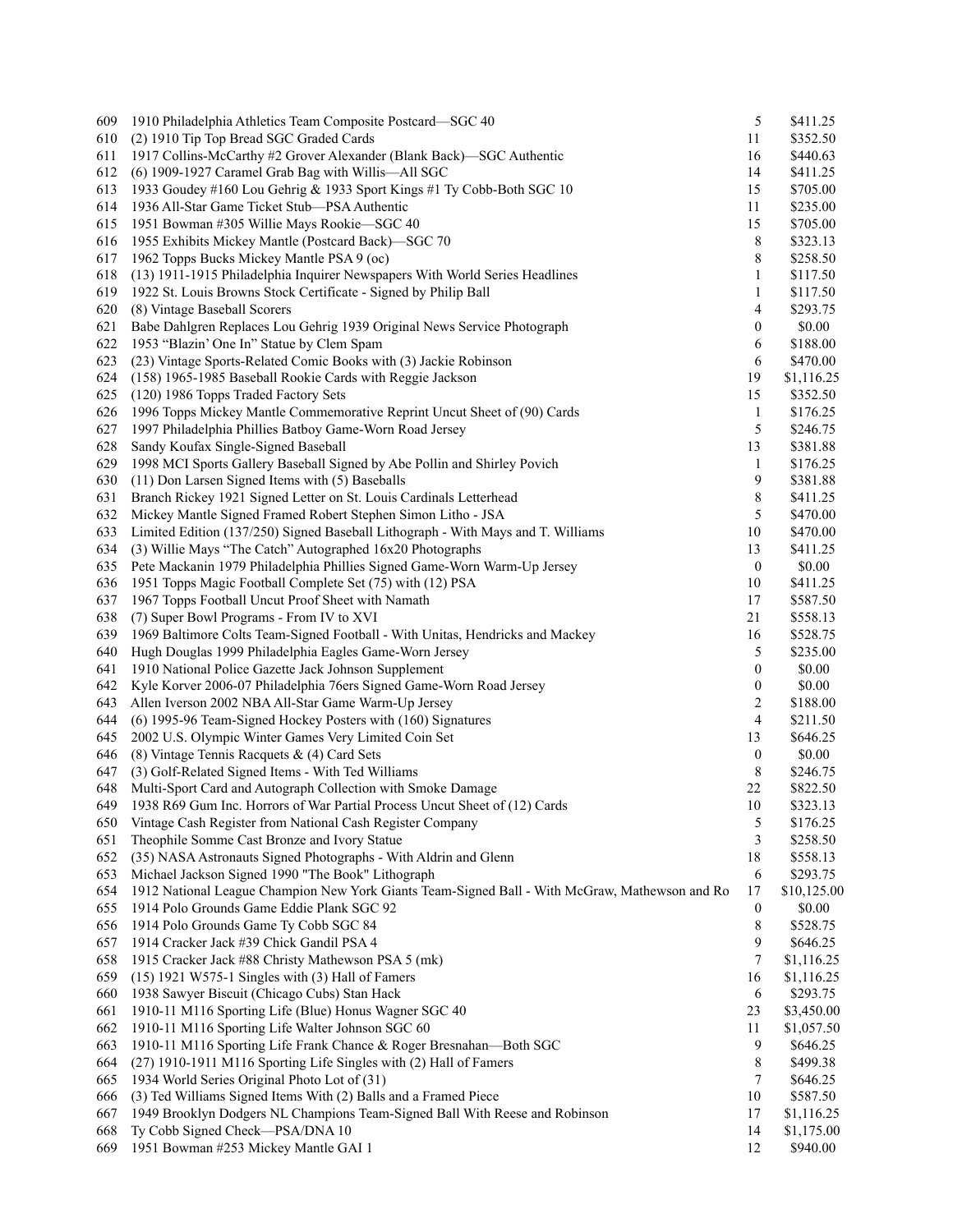| | | | |
|---|---|---|---|
| 609 | 1910 Philadelphia Athletics Team Composite Postcard—SGC 40 | 5 | $411.25 |
| 610 | (2) 1910 Tip Top Bread SGC Graded Cards | 11 | $352.50 |
| 611 | 1917 Collins-McCarthy #2 Grover Alexander (Blank Back)—SGC Authentic | 16 | $440.63 |
| 612 | (6) 1909-1927 Caramel Grab Bag with Willis—All SGC | 14 | $411.25 |
| 613 | 1933 Goudey #160 Lou Gehrig & 1933 Sport Kings #1 Ty Cobb-Both SGC 10 | 15 | $705.00 |
| 614 | 1936 All-Star Game Ticket Stub—PSA Authentic | 11 | $235.00 |
| 615 | 1951 Bowman #305 Willie Mays Rookie—SGC 40 | 15 | $705.00 |
| 616 | 1955 Exhibits Mickey Mantle (Postcard Back)—SGC 70 | 8 | $323.13 |
| 617 | 1962 Topps Bucks Mickey Mantle PSA 9 (oc) | 8 | $258.50 |
| 618 | (13) 1911-1915 Philadelphia Inquirer Newspapers With World Series Headlines | 1 | $117.50 |
| 619 | 1922 St. Louis Browns Stock Certificate - Signed by Philip Ball | 1 | $117.50 |
| 620 | (8) Vintage Baseball Scorers | 4 | $293.75 |
| 621 | Babe Dahlgren Replaces Lou Gehrig 1939 Original News Service Photograph | 0 | $0.00 |
| 622 | 1953 "Blazin' One In" Statue by Clem Spam | 6 | $188.00 |
| 623 | (23) Vintage Sports-Related Comic Books with (3) Jackie Robinson | 6 | $470.00 |
| 624 | (158) 1965-1985 Baseball Rookie Cards with Reggie Jackson | 19 | $1,116.25 |
| 625 | (120) 1986 Topps Traded Factory Sets | 15 | $352.50 |
| 626 | 1996 Topps Mickey Mantle Commemorative Reprint Uncut Sheet of (90) Cards | 1 | $176.25 |
| 627 | 1997 Philadelphia Phillies Batboy Game-Worn Road Jersey | 5 | $246.75 |
| 628 | Sandy Koufax Single-Signed Baseball | 13 | $381.88 |
| 629 | 1998 MCI Sports Gallery Baseball Signed by Abe Pollin and Shirley Povich | 1 | $176.25 |
| 630 | (11) Don Larsen Signed Items with (5) Baseballs | 9 | $381.88 |
| 631 | Branch Rickey 1921 Signed Letter on St. Louis Cardinals Letterhead | 8 | $411.25 |
| 632 | Mickey Mantle Signed Framed Robert Stephen Simon Litho - JSA | 5 | $470.00 |
| 633 | Limited Edition (137/250) Signed Baseball Lithograph - With Mays and T. Williams | 10 | $470.00 |
| 634 | (3) Willie Mays "The Catch" Autographed 16x20 Photographs | 13 | $411.25 |
| 635 | Pete Mackanin 1979 Philadelphia Phillies Signed Game-Worn Warm-Up Jersey | 0 | $0.00 |
| 636 | 1951 Topps Magic Football Complete Set (75) with (12) PSA | 10 | $411.25 |
| 637 | 1967 Topps Football Uncut Proof Sheet with Namath | 17 | $587.50 |
| 638 | (7) Super Bowl Programs - From IV to XVI | 21 | $558.13 |
| 639 | 1969 Baltimore Colts Team-Signed Football - With Unitas, Hendricks and Mackey | 16 | $528.75 |
| 640 | Hugh Douglas 1999 Philadelphia Eagles Game-Worn Jersey | 5 | $235.00 |
| 641 | 1910 National Police Gazette Jack Johnson Supplement | 0 | $0.00 |
| 642 | Kyle Korver 2006-07 Philadelphia 76ers Signed Game-Worn Road Jersey | 0 | $0.00 |
| 643 | Allen Iverson 2002 NBA All-Star Game Warm-Up Jersey | 2 | $188.00 |
| 644 | (6) 1995-96 Team-Signed Hockey Posters with (160) Signatures | 4 | $211.50 |
| 645 | 2002 U.S. Olympic Winter Games Very Limited Coin Set | 13 | $646.25 |
| 646 | (8) Vintage Tennis Racquets & (4) Card Sets | 0 | $0.00 |
| 647 | (3) Golf-Related Signed Items - With Ted Williams | 8 | $246.75 |
| 648 | Multi-Sport Card and Autograph Collection with Smoke Damage | 22 | $822.50 |
| 649 | 1938 R69 Gum Inc. Horrors of War Partial Process Uncut Sheet of (12) Cards | 10 | $323.13 |
| 650 | Vintage Cash Register from National Cash Register Company | 5 | $176.25 |
| 651 | Theophile Somme Cast Bronze and Ivory Statue | 3 | $258.50 |
| 652 | (35) NASA Astronauts Signed Photographs - With Aldrin and Glenn | 18 | $558.13 |
| 653 | Michael Jackson Signed 1990 "The Book" Lithograph | 6 | $293.75 |
| 654 | 1912 National League Champion New York Giants Team-Signed Ball - With McGraw, Mathewson and Ro | 17 | $10,125.00 |
| 655 | 1914 Polo Grounds Game Eddie Plank SGC 92 | 0 | $0.00 |
| 656 | 1914 Polo Grounds Game Ty Cobb SGC 84 | 8 | $528.75 |
| 657 | 1914 Cracker Jack #39 Chick Gandil PSA 4 | 9 | $646.25 |
| 658 | 1915 Cracker Jack #88 Christy Mathewson PSA 5 (mk) | 7 | $1,116.25 |
| 659 | (15) 1921 W575-1 Singles with (3) Hall of Famers | 16 | $1,116.25 |
| 660 | 1938 Sawyer Biscuit (Chicago Cubs) Stan Hack | 6 | $293.75 |
| 661 | 1910-11 M116 Sporting Life (Blue) Honus Wagner SGC 40 | 23 | $3,450.00 |
| 662 | 1910-11 M116 Sporting Life Walter Johnson SGC 60 | 11 | $1,057.50 |
| 663 | 1910-11 M116 Sporting Life Frank Chance & Roger Bresnahan—Both SGC | 9 | $646.25 |
| 664 | (27) 1910-1911 M116 Sporting Life Singles with (2) Hall of Famers | 8 | $499.38 |
| 665 | 1934 World Series Original Photo Lot of (31) | 7 | $646.25 |
| 666 | (3) Ted Williams Signed Items With (2) Balls and a Framed Piece | 10 | $587.50 |
| 667 | 1949 Brooklyn Dodgers NL Champions Team-Signed Ball With Reese and Robinson | 17 | $1,116.25 |
| 668 | Ty Cobb Signed Check—PSA/DNA 10 | 14 | $1,175.00 |
| 669 | 1951 Bowman #253 Mickey Mantle GAI 1 | 12 | $940.00 |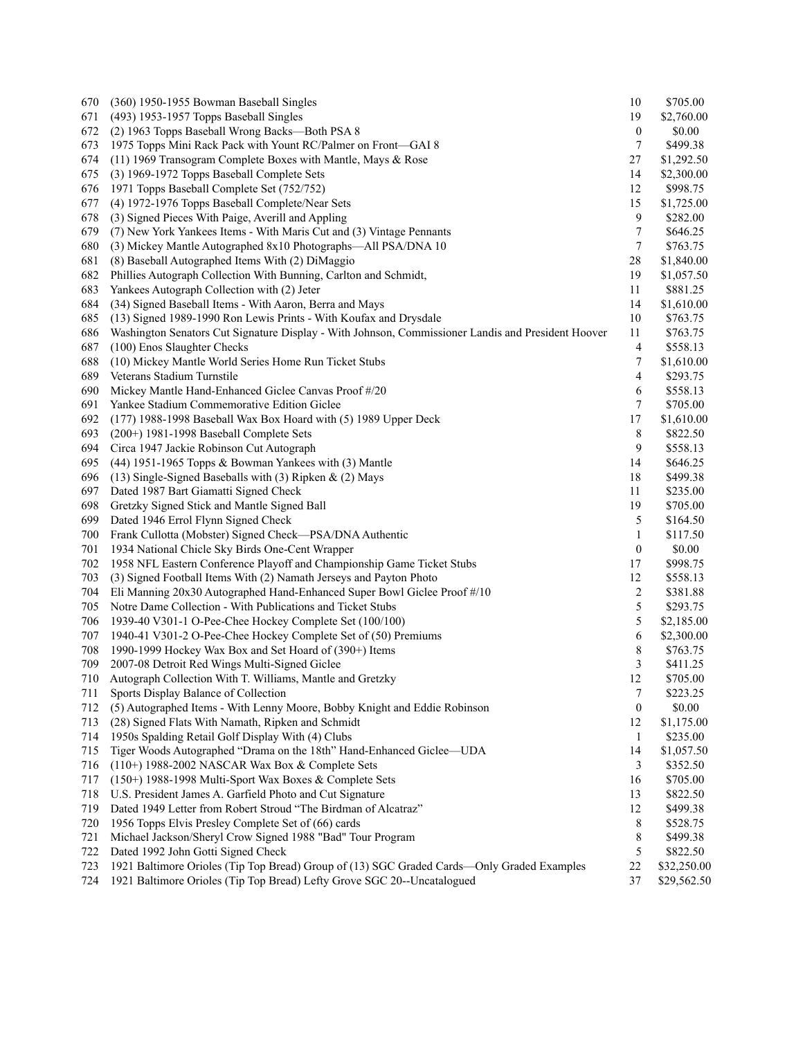| | | | |
|---|---|---|---|
| 670 | (360) 1950-1955 Bowman Baseball Singles | 10 | $705.00 |
| 671 | (493) 1953-1957 Topps Baseball Singles | 19 | $2,760.00 |
| 672 | (2) 1963 Topps Baseball Wrong Backs—Both PSA 8 | 0 | $0.00 |
| 673 | 1975 Topps Mini Rack Pack with Yount RC/Palmer on Front—GAI 8 | 7 | $499.38 |
| 674 | (11) 1969 Transogram Complete Boxes with Mantle, Mays & Rose | 27 | $1,292.50 |
| 675 | (3) 1969-1972 Topps Baseball Complete Sets | 14 | $2,300.00 |
| 676 | 1971 Topps Baseball Complete Set (752/752) | 12 | $998.75 |
| 677 | (4) 1972-1976 Topps Baseball Complete/Near Sets | 15 | $1,725.00 |
| 678 | (3) Signed Pieces With Paige, Averill and Appling | 9 | $282.00 |
| 679 | (7) New York Yankees Items - With Maris Cut and (3) Vintage Pennants | 7 | $646.25 |
| 680 | (3) Mickey Mantle Autographed 8x10 Photographs—All PSA/DNA 10 | 7 | $763.75 |
| 681 | (8) Baseball Autographed Items With (2) DiMaggio | 28 | $1,840.00 |
| 682 | Phillies Autograph Collection With Bunning, Carlton and Schmidt, | 19 | $1,057.50 |
| 683 | Yankees Autograph Collection with (2) Jeter | 11 | $881.25 |
| 684 | (34) Signed Baseball Items - With Aaron, Berra and Mays | 14 | $1,610.00 |
| 685 | (13) Signed 1989-1990 Ron Lewis Prints - With Koufax and Drysdale | 10 | $763.75 |
| 686 | Washington Senators Cut Signature Display - With Johnson, Commissioner Landis and President Hoover | 11 | $763.75 |
| 687 | (100) Enos Slaughter Checks | 4 | $558.13 |
| 688 | (10) Mickey Mantle World Series Home Run Ticket Stubs | 7 | $1,610.00 |
| 689 | Veterans Stadium Turnstile | 4 | $293.75 |
| 690 | Mickey Mantle Hand-Enhanced Giclee Canvas Proof #/20 | 6 | $558.13 |
| 691 | Yankee Stadium Commemorative Edition Giclee | 7 | $705.00 |
| 692 | (177) 1988-1998 Baseball Wax Box Hoard with (5) 1989 Upper Deck | 17 | $1,610.00 |
| 693 | (200+) 1981-1998 Baseball Complete Sets | 8 | $822.50 |
| 694 | Circa 1947 Jackie Robinson Cut Autograph | 9 | $558.13 |
| 695 | (44) 1951-1965 Topps & Bowman Yankees with (3) Mantle | 14 | $646.25 |
| 696 | (13) Single-Signed Baseballs with (3) Ripken & (2) Mays | 18 | $499.38 |
| 697 | Dated 1987 Bart Giamatti Signed Check | 11 | $235.00 |
| 698 | Gretzky Signed Stick and Mantle Signed Ball | 19 | $705.00 |
| 699 | Dated 1946 Errol Flynn Signed Check | 5 | $164.50 |
| 700 | Frank Cullotta (Mobster) Signed Check—PSA/DNA Authentic | 1 | $117.50 |
| 701 | 1934 National Chicle Sky Birds One-Cent Wrapper | 0 | $0.00 |
| 702 | 1958 NFL Eastern Conference Playoff and Championship Game Ticket Stubs | 17 | $998.75 |
| 703 | (3) Signed Football Items With (2) Namath Jerseys and Payton Photo | 12 | $558.13 |
| 704 | Eli Manning 20x30 Autographed Hand-Enhanced Super Bowl Giclee Proof #/10 | 2 | $381.88 |
| 705 | Notre Dame Collection - With Publications and Ticket Stubs | 5 | $293.75 |
| 706 | 1939-40 V301-1 O-Pee-Chee Hockey Complete Set (100/100) | 5 | $2,185.00 |
| 707 | 1940-41 V301-2 O-Pee-Chee Hockey Complete Set of (50) Premiums | 6 | $2,300.00 |
| 708 | 1990-1999 Hockey Wax Box and Set Hoard of (390+) Items | 8 | $763.75 |
| 709 | 2007-08 Detroit Red Wings Multi-Signed Giclee | 3 | $411.25 |
| 710 | Autograph Collection With T. Williams, Mantle and Gretzky | 12 | $705.00 |
| 711 | Sports Display Balance of Collection | 7 | $223.25 |
| 712 | (5) Autographed Items - With Lenny Moore, Bobby Knight and Eddie Robinson | 0 | $0.00 |
| 713 | (28) Signed Flats With Namath, Ripken and Schmidt | 12 | $1,175.00 |
| 714 | 1950s Spalding Retail Golf Display With (4) Clubs | 1 | $235.00 |
| 715 | Tiger Woods Autographed "Drama on the 18th" Hand-Enhanced Giclee—UDA | 14 | $1,057.50 |
| 716 | (110+) 1988-2002 NASCAR Wax Box & Complete Sets | 3 | $352.50 |
| 717 | (150+) 1988-1998 Multi-Sport Wax Boxes & Complete Sets | 16 | $705.00 |
| 718 | U.S. President James A. Garfield Photo and Cut Signature | 13 | $822.50 |
| 719 | Dated 1949 Letter from Robert Stroud "The Birdman of Alcatraz" | 12 | $499.38 |
| 720 | 1956 Topps Elvis Presley Complete Set of (66) cards | 8 | $528.75 |
| 721 | Michael Jackson/Sheryl Crow Signed 1988 "Bad" Tour Program | 8 | $499.38 |
| 722 | Dated 1992 John Gotti Signed Check | 5 | $822.50 |
| 723 | 1921 Baltimore Orioles (Tip Top Bread) Group of (13) SGC Graded Cards—Only Graded Examples | 22 | $32,250.00 |
| 724 | 1921 Baltimore Orioles (Tip Top Bread) Lefty Grove SGC 20--Uncatalogued | 37 | $29,562.50 |